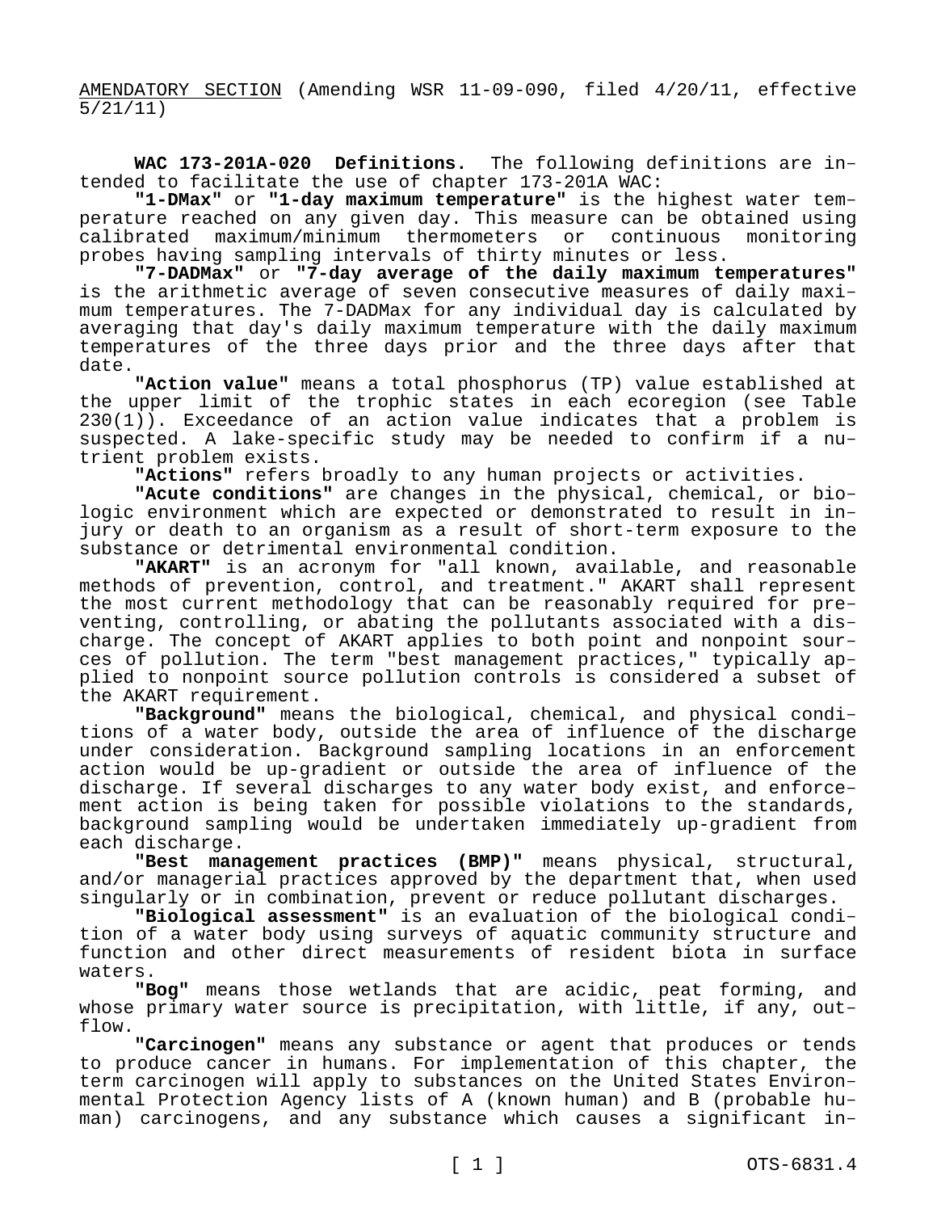<u>AMENDATORY SECTION</u> (Amending WSR 11-09-090, filed 4/20/11, effective 5/21/11)

**WAC 173-201A-020 Definitions.** The following definitions are intended to facilitate the use of chapter 173-201A WAC:

**"1-DMax"** or **"1-day maximum temperature"** is the highest water temperature reached on any given day. This measure can be obtained using calibrated maximum/minimum thermometers or continuous monitoring probes having sampling intervals of thirty minutes or less.

**"7-DADMax"** or **"7-day average of the daily maximum temperatures"** is the arithmetic average of seven consecutive measures of daily maximum temperatures. The 7-DADMax for any individual day is calculated by averaging that day's daily maximum temperature with the daily maximum temperatures of the three days prior and the three days after that date.

**"Action value"** means a total phosphorus (TP) value established at the upper limit of the trophic states in each ecoregion (see Table 230(1)). Exceedance of an action value indicates that a problem is suspected. A lake-specific study may be needed to confirm if a nutrient problem exists.

**"Actions"** refers broadly to any human projects or activities.

**"Acute conditions"** are changes in the physical, chemical, or biologic environment which are expected or demonstrated to result in injury or death to an organism as a result of short-term exposure to the substance or detrimental environmental condition.

**"AKART"** is an acronym for "all known, available, and reasonable methods of prevention, control, and treatment." AKART shall represent the most current methodology that can be reasonably required for preventing, controlling, or abating the pollutants associated with a discharge. The concept of AKART applies to both point and nonpoint sources of pollution. The term "best management practices," typically applied to nonpoint source pollution controls is considered a subset of the AKART requirement.

**"Background"** means the biological, chemical, and physical conditions of a water body, outside the area of influence of the discharge under consideration. Background sampling locations in an enforcement action would be up-gradient or outside the area of influence of the discharge. If several discharges to any water body exist, and enforcement action is being taken for possible violations to the standards, background sampling would be undertaken immediately up-gradient from each discharge.

**"Best management practices (BMP)"** means physical, structural, and/or managerial practices approved by the department that, when used singularly or in combination, prevent or reduce pollutant discharges.

**"Biological assessment"** is an evaluation of the biological condition of a water body using surveys of aquatic community structure and function and other direct measurements of resident biota in surface waters.

**"Bog"** means those wetlands that are acidic, peat forming, and whose primary water source is precipitation, with little, if any, outflow.

**"Carcinogen"** means any substance or agent that produces or tends to produce cancer in humans. For implementation of this chapter, the term carcinogen will apply to substances on the United States Environmental Protection Agency lists of A (known human) and B (probable human) carcinogens, and any substance which causes a significant in-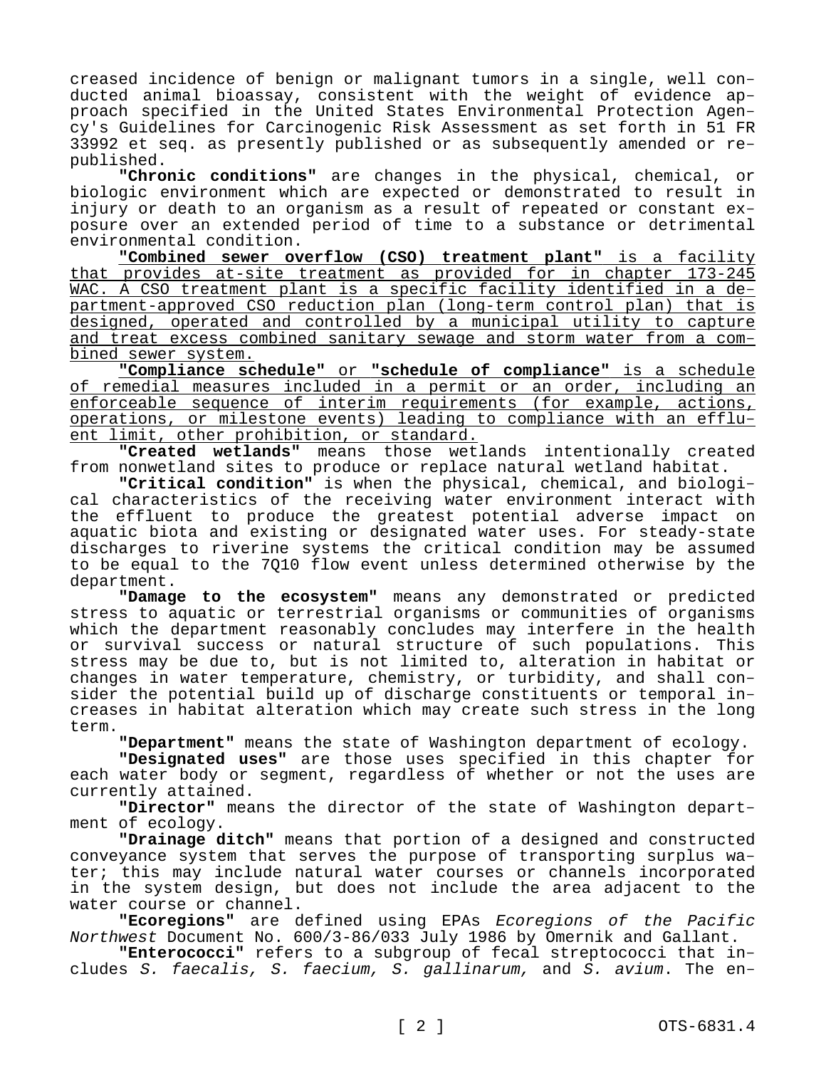creased incidence of benign or malignant tumors in a single, well conducted animal bioassay, consistent with the weight of evidence approach specified in the United States Environmental Protection Agency's Guidelines for Carcinogenic Risk Assessment as set forth in 51 FR 33992 et seq. as presently published or as subsequently amended or republished.

**"Chronic conditions"** are changes in the physical, chemical, or biologic environment which are expected or demonstrated to result in injury or death to an organism as a result of repeated or constant exposure over an extended period of time to a substance or detrimental environmental condition.

<u>**"Combined sewer overflow (CSO) treatment plant"** is a facility that provides at-site treatment as provided for in chapter 173-245 WAC. A CSO treatment plant is a specific facility identified in a department-approved CSO reduction plan (long-term control plan) that is designed, operated and controlled by a municipal utility to capture and treat excess combined sanitary sewage and storm water from a combined sewer system.</u>

<u>**"Compliance schedule"** or **"schedule of compliance"** is a schedule of remedial measures included in a permit or an order, including an enforceable sequence of interim requirements (for example, actions, operations, or milestone events) leading to compliance with an effluent limit, other prohibition, or standard.</u>

**"Created wetlands"** means those wetlands intentionally created from nonwetland sites to produce or replace natural wetland habitat.

**"Critical condition"** is when the physical, chemical, and biological characteristics of the receiving water environment interact with the effluent to produce the greatest potential adverse impact on aquatic biota and existing or designated water uses. For steady-state discharges to riverine systems the critical condition may be assumed to be equal to the 7Q10 flow event unless determined otherwise by the department.

**"Damage to the ecosystem"** means any demonstrated or predicted stress to aquatic or terrestrial organisms or communities of organisms which the department reasonably concludes may interfere in the health or survival success or natural structure of such populations. This stress may be due to, but is not limited to, alteration in habitat or changes in water temperature, chemistry, or turbidity, and shall consider the potential build up of discharge constituents or temporal increases in habitat alteration which may create such stress in the long term.

**"Department"** means the state of Washington department of ecology.

**"Designated uses"** are those uses specified in this chapter for each water body or segment, regardless of whether or not the uses are currently attained.

**"Director"** means the director of the state of Washington department of ecology.

**"Drainage ditch"** means that portion of a designed and constructed conveyance system that serves the purpose of transporting surplus water; this may include natural water courses or channels incorporated in the system design, but does not include the area adjacent to the water course or channel.

**"Ecoregions"** are defined using EPAs *Ecoregions of the Pacific Northwest* Document No. 600/3-86/033 July 1986 by Omernik and Gallant.

**"Enterococci"** refers to a subgroup of fecal streptococci that includes *S. faecalis, S. faecium, S. gallinarum,* and *S. avium*. The en-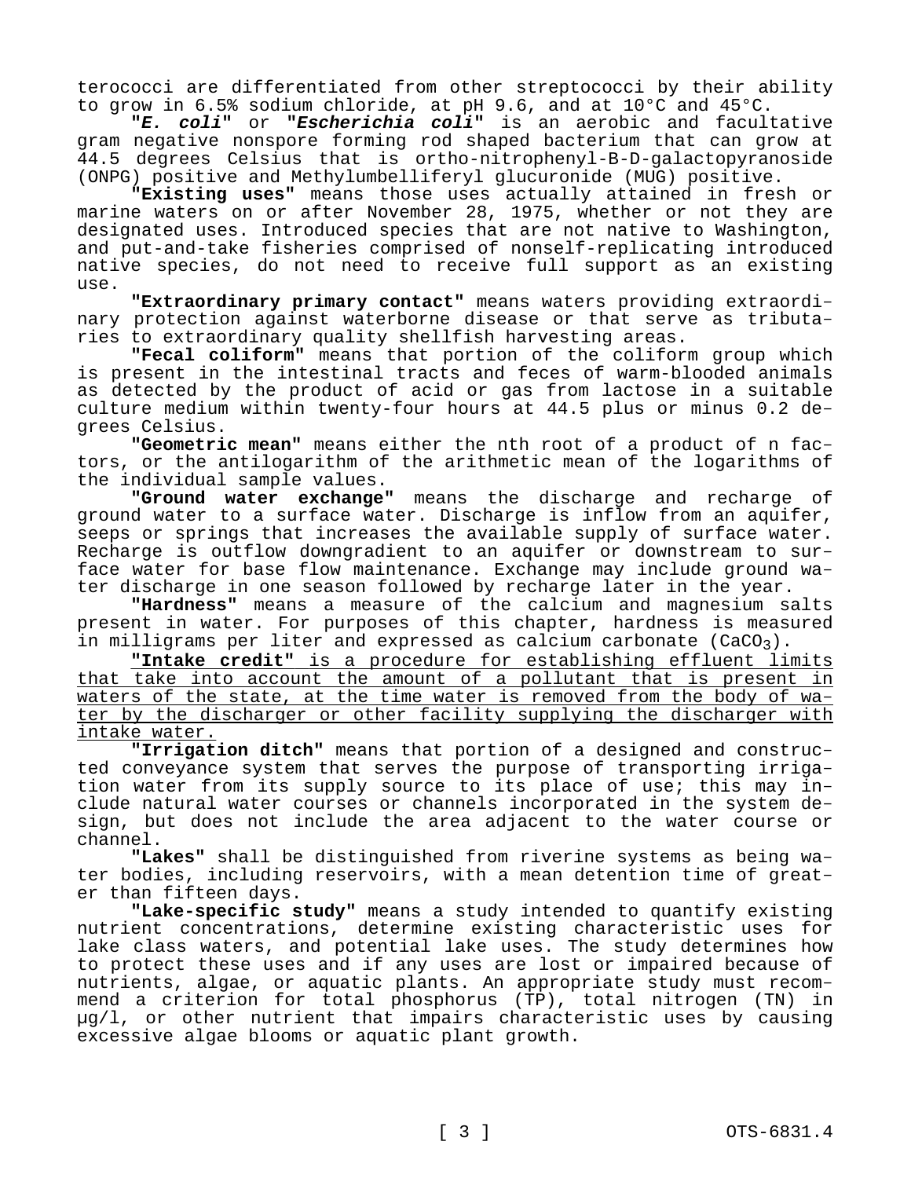terococci are differentiated from other streptococci by their ability to grow in 6.5% sodium chloride, at pH 9.6, and at 10°C and 45°C.

**"*E. coli*"** or **"*Escherichia coli*"** is an aerobic and facultative gram negative nonspore forming rod shaped bacterium that can grow at 44.5 degrees Celsius that is ortho-nitrophenyl-B-D-galactopyranoside (ONPG) positive and Methylumbelliferyl glucuronide (MUG) positive.

**"Existing uses"** means those uses actually attained in fresh or marine waters on or after November 28, 1975, whether or not they are designated uses. Introduced species that are not native to Washington, and put-and-take fisheries comprised of nonself-replicating introduced native species, do not need to receive full support as an existing use.

**"Extraordinary primary contact"** means waters providing extraordinary protection against waterborne disease or that serve as tributaries to extraordinary quality shellfish harvesting areas.

**"Fecal coliform"** means that portion of the coliform group which is present in the intestinal tracts and feces of warm-blooded animals as detected by the product of acid or gas from lactose in a suitable culture medium within twenty-four hours at 44.5 plus or minus 0.2 degrees Celsius.

**"Geometric mean"** means either the nth root of a product of n factors, or the antilogarithm of the arithmetic mean of the logarithms of the individual sample values.

**"Ground water exchange"** means the discharge and recharge of ground water to a surface water. Discharge is inflow from an aquifer, seeps or springs that increases the available supply of surface water. Recharge is outflow downgradient to an aquifer or downstream to surface water for base flow maintenance. Exchange may include ground water discharge in one season followed by recharge later in the year.

**"Hardness"** means a measure of the calcium and magnesium salts present in water. For purposes of this chapter, hardness is measured in milligrams per liter and expressed as calcium carbonate ($CaCO_3$).

<u>**"Intake credit"** is a procedure for establishing effluent limits that take into account the amount of a pollutant that is present in waters of the state, at the time water is removed from the body of water by the discharger or other facility supplying the discharger with intake water.</u>

**"Irrigation ditch"** means that portion of a designed and constructed conveyance system that serves the purpose of transporting irrigation water from its supply source to its place of use; this may include natural water courses or channels incorporated in the system design, but does not include the area adjacent to the water course or channel.

**"Lakes"** shall be distinguished from riverine systems as being water bodies, including reservoirs, with a mean detention time of greater than fifteen days.

**"Lake-specific study"** means a study intended to quantify existing nutrient concentrations, determine existing characteristic uses for lake class waters, and potential lake uses. The study determines how to protect these uses and if any uses are lost or impaired because of nutrients, algae, or aquatic plants. An appropriate study must recommend a criterion for total phosphorus (TP), total nitrogen (TN) in µg/l, or other nutrient that impairs characteristic uses by causing excessive algae blooms or aquatic plant growth.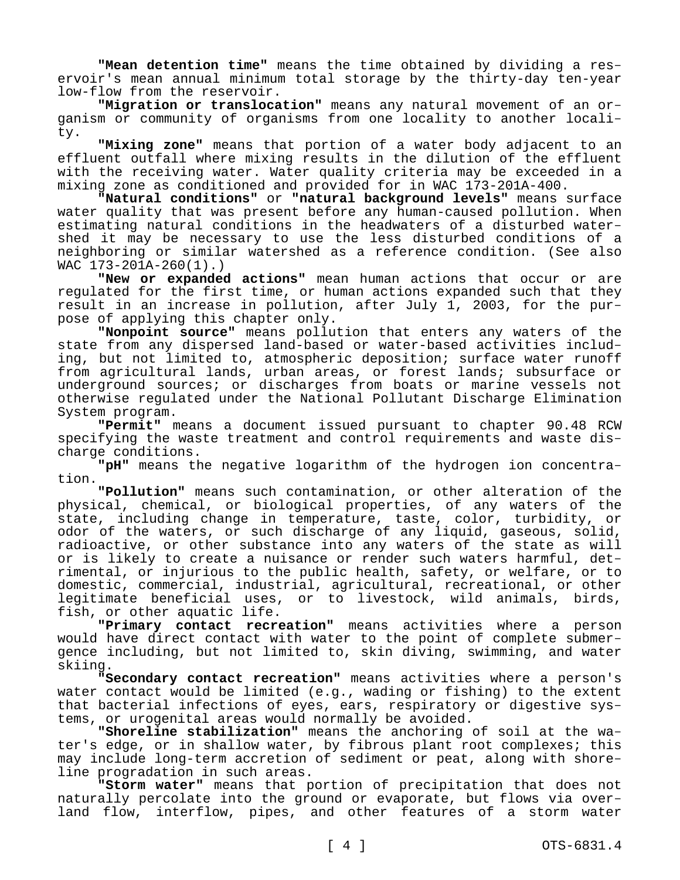**"Mean detention time"** means the time obtained by dividing a reservoir's mean annual minimum total storage by the thirty-day ten-year low-flow from the reservoir.

**"Migration or translocation"** means any natural movement of an organism or community of organisms from one locality to another locality.

**"Mixing zone"** means that portion of a water body adjacent to an effluent outfall where mixing results in the dilution of the effluent with the receiving water. Water quality criteria may be exceeded in a mixing zone as conditioned and provided for in WAC 173-201A-400.

**"Natural conditions"** or **"natural background levels"** means surface water quality that was present before any human-caused pollution. When estimating natural conditions in the headwaters of a disturbed watershed it may be necessary to use the less disturbed conditions of a neighboring or similar watershed as a reference condition. (See also WAC 173-201A-260(1).)

**"New or expanded actions"** mean human actions that occur or are regulated for the first time, or human actions expanded such that they result in an increase in pollution, after July 1, 2003, for the purpose of applying this chapter only.

**"Nonpoint source"** means pollution that enters any waters of the state from any dispersed land-based or water-based activities including, but not limited to, atmospheric deposition; surface water runoff from agricultural lands, urban areas, or forest lands; subsurface or underground sources; or discharges from boats or marine vessels not otherwise regulated under the National Pollutant Discharge Elimination System program.

**"Permit"** means a document issued pursuant to chapter 90.48 RCW specifying the waste treatment and control requirements and waste discharge conditions.

**"pH"** means the negative logarithm of the hydrogen ion concentration.

**"Pollution"** means such contamination, or other alteration of the physical, chemical, or biological properties, of any waters of the state, including change in temperature, taste, color, turbidity, or odor of the waters, or such discharge of any liquid, gaseous, solid, radioactive, or other substance into any waters of the state as will or is likely to create a nuisance or render such waters harmful, detrimental, or injurious to the public health, safety, or welfare, or to domestic, commercial, industrial, agricultural, recreational, or other legitimate beneficial uses, or to livestock, wild animals, birds, fish, or other aquatic life.

**"Primary contact recreation"** means activities where a person would have direct contact with water to the point of complete submergence including, but not limited to, skin diving, swimming, and water skiing.

**"Secondary contact recreation"** means activities where a person's water contact would be limited (e.g., wading or fishing) to the extent that bacterial infections of eyes, ears, respiratory or digestive systems, or urogenital areas would normally be avoided.

**"Shoreline stabilization"** means the anchoring of soil at the water's edge, or in shallow water, by fibrous plant root complexes; this may include long-term accretion of sediment or peat, along with shoreline progradation in such areas.

**"Storm water"** means that portion of precipitation that does not naturally percolate into the ground or evaporate, but flows via overland flow, interflow, pipes, and other features of a storm water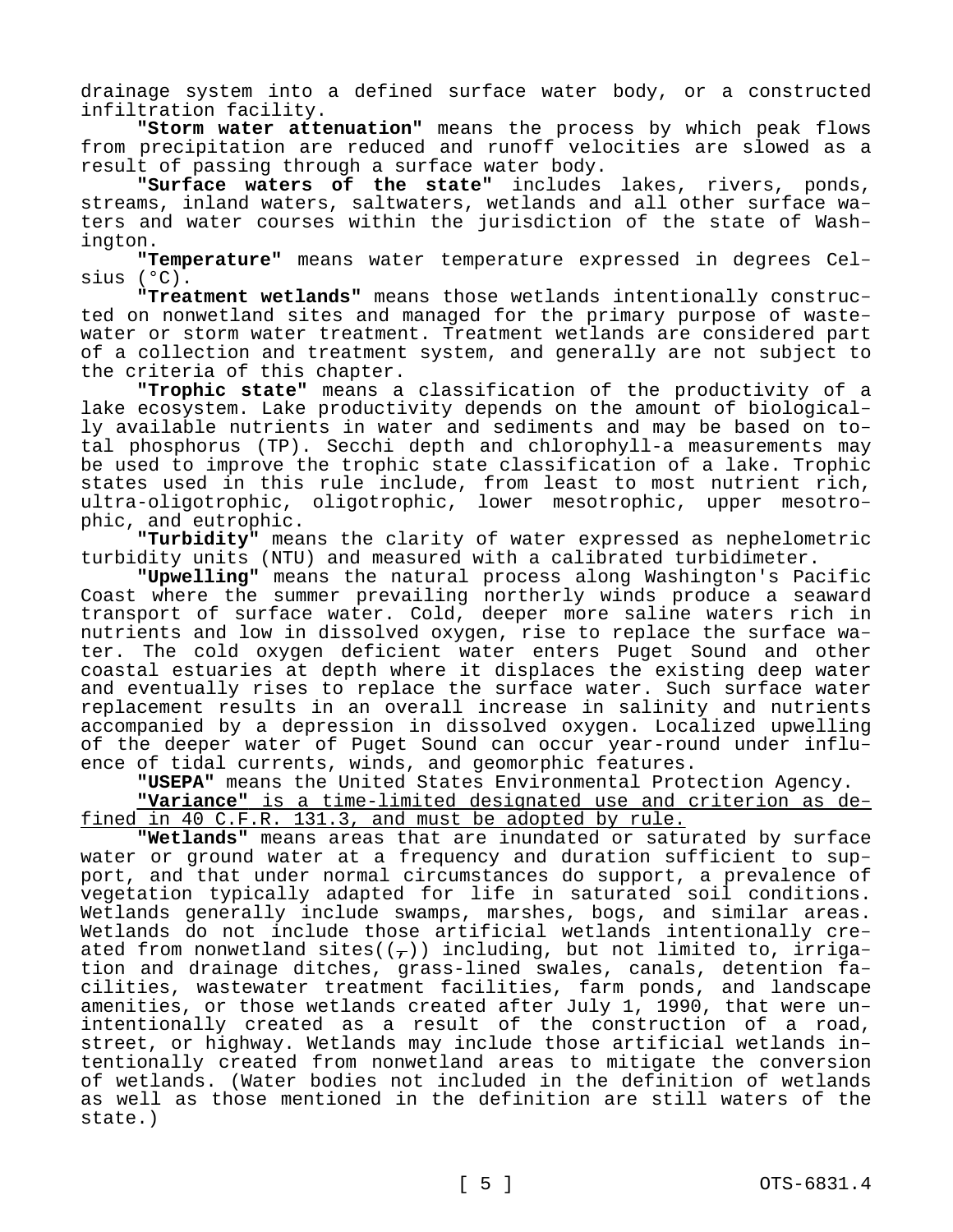drainage system into a defined surface water body, or a constructed infiltration facility.

**"Storm water attenuation"** means the process by which peak flows from precipitation are reduced and runoff velocities are slowed as a result of passing through a surface water body.

**"Surface waters of the state"** includes lakes, rivers, ponds, streams, inland waters, saltwaters, wetlands and all other surface waters and water courses within the jurisdiction of the state of Washington.

**"Temperature"** means water temperature expressed in degrees Celsius (°C).

**"Treatment wetlands"** means those wetlands intentionally constructed on nonwetland sites and managed for the primary purpose of wastewater or storm water treatment. Treatment wetlands are considered part of a collection and treatment system, and generally are not subject to the criteria of this chapter.

**"Trophic state"** means a classification of the productivity of a lake ecosystem. Lake productivity depends on the amount of biologically available nutrients in water and sediments and may be based on total phosphorus (TP). Secchi depth and chlorophyll-a measurements may be used to improve the trophic state classification of a lake. Trophic states used in this rule include, from least to most nutrient rich, ultra-oligotrophic, oligotrophic, lower mesotrophic, upper mesotrophic, and eutrophic.

**"Turbidity"** means the clarity of water expressed as nephelometric turbidity units (NTU) and measured with a calibrated turbidimeter.

**"Upwelling"** means the natural process along Washington's Pacific Coast where the summer prevailing northerly winds produce a seaward transport of surface water. Cold, deeper more saline waters rich in nutrients and low in dissolved oxygen, rise to replace the surface water. The cold oxygen deficient water enters Puget Sound and other coastal estuaries at depth where it displaces the existing deep water and eventually rises to replace the surface water. Such surface water replacement results in an overall increase in salinity and nutrients accompanied by a depression in dissolved oxygen. Localized upwelling of the deeper water of Puget Sound can occur year-round under influence of tidal currents, winds, and geomorphic features.

**"USEPA"** means the United States Environmental Protection Agency.

<u>**"Variance"** is a time-limited designated use and criterion as defined in 40 C.F.R. 131.3, and must be adopted by rule.</u>

**"Wetlands"** means areas that are inundated or saturated by surface water or ground water at a frequency and duration sufficient to support, and that under normal circumstances do support, a prevalence of vegetation typically adapted for life in saturated soil conditions. Wetlands generally include swamps, marshes, bogs, and similar areas. Wetlands do not include those artificial wetlands intentionally created from nonwetland sites((~~,~~)) including, but not limited to, irrigation and drainage ditches, grass-lined swales, canals, detention facilities, wastewater treatment facilities, farm ponds, and landscape amenities, or those wetlands created after July 1, 1990, that were unintentionally created as a result of the construction of a road, street, or highway. Wetlands may include those artificial wetlands intentionally created from nonwetland areas to mitigate the conversion of wetlands. (Water bodies not included in the definition of wetlands as well as those mentioned in the definition are still waters of the state.)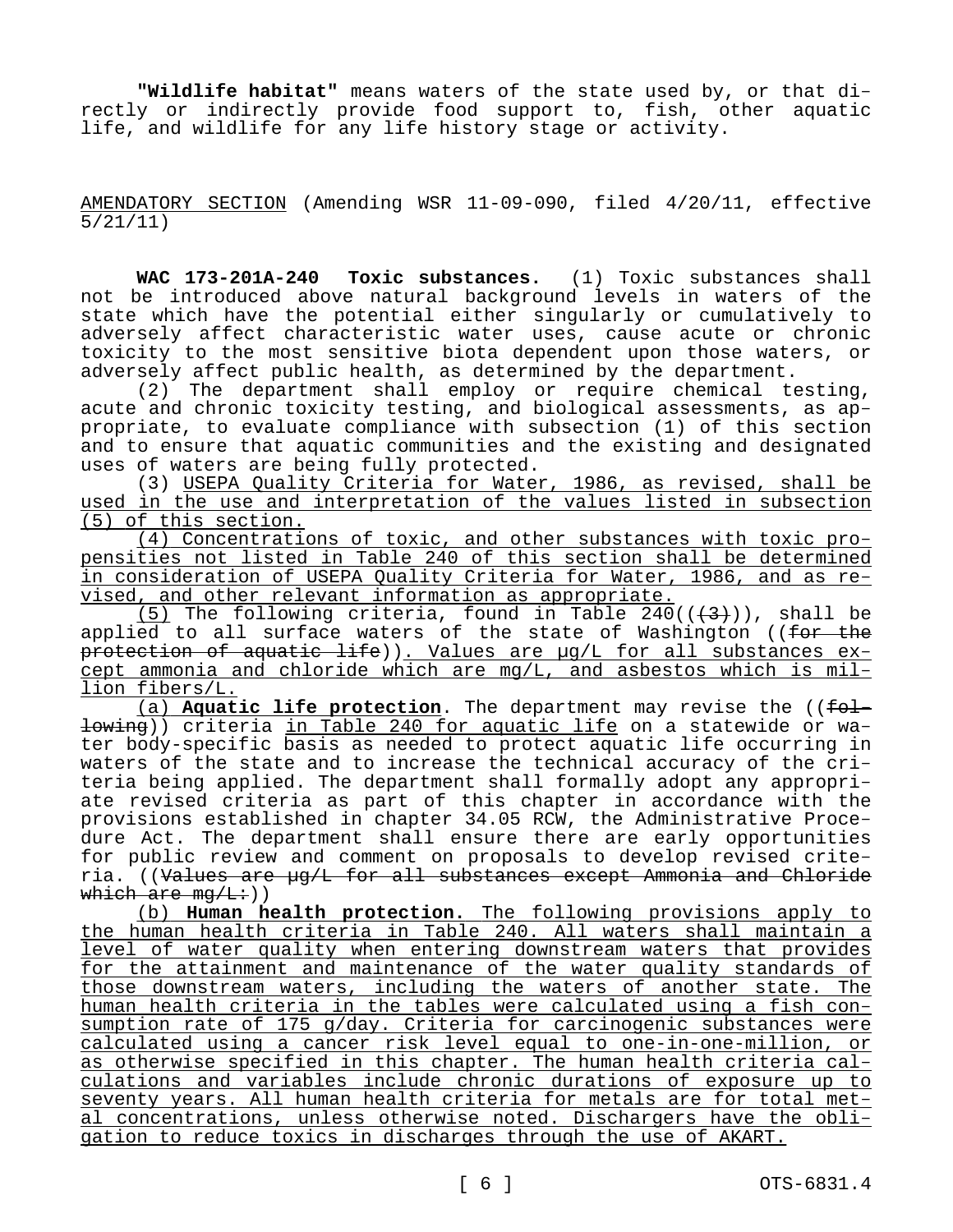**"Wildlife habitat"** means waters of the state used by, or that directly or indirectly provide food support to, fish, other aquatic life, and wildlife for any life history stage or activity.

AMENDATORY SECTION (Amending WSR 11-09-090, filed 4/20/11, effective 5/21/11)

**WAC 173-201A-240 Toxic substances.** (1) Toxic substances shall not be introduced above natural background levels in waters of the state which have the potential either singularly or cumulatively to adversely affect characteristic water uses, cause acute or chronic toxicity to the most sensitive biota dependent upon those waters, or adversely affect public health, as determined by the department.

(2) The department shall employ or require chemical testing, acute and chronic toxicity testing, and biological assessments, as appropriate, to evaluate compliance with subsection (1) of this section and to ensure that aquatic communities and the existing and designated uses of waters are being fully protected.

(3) USEPA Quality Criteria for Water, 1986, as revised, shall be used in the use and interpretation of the values listed in subsection (5) of this section.

(4) Concentrations of toxic, and other substances with toxic propensities not listed in Table 240 of this section shall be determined in consideration of USEPA Quality Criteria for Water, 1986, and as revised, and other relevant information as appropriate.

(5) The following criteria, found in Table 240((~~(3)~~)), shall be applied to all surface waters of the state of Washington ((~~for the protection of aquatic life~~)). Values are µg/L for all substances except ammonia and chloride which are mg/L, and asbestos which is million fibers/L.

(a) **Aquatic life protection**. The department may revise the ((~~following~~)) criteria in Table 240 for aquatic life on a statewide or water body-specific basis as needed to protect aquatic life occurring in waters of the state and to increase the technical accuracy of the criteria being applied. The department shall formally adopt any appropriate revised criteria as part of this chapter in accordance with the provisions established in chapter 34.05 RCW, the Administrative Procedure Act. The department shall ensure there are early opportunities for public review and comment on proposals to develop revised criteria. ((~~Values are µg/L for all substances except Ammonia and Chloride which are mg/L:~~))

(b) **Human health protection.** The following provisions apply to the human health criteria in Table 240. All waters shall maintain a level of water quality when entering downstream waters that provides for the attainment and maintenance of the water quality standards of those downstream waters, including the waters of another state. The human health criteria in the tables were calculated using a fish consumption rate of 175 g/day. Criteria for carcinogenic substances were calculated using a cancer risk level equal to one-in-one-million, or as otherwise specified in this chapter. The human health criteria calculations and variables include chronic durations of exposure up to seventy years. All human health criteria for metals are for total metal concentrations, unless otherwise noted. Dischargers have the obligation to reduce toxics in discharges through the use of AKART.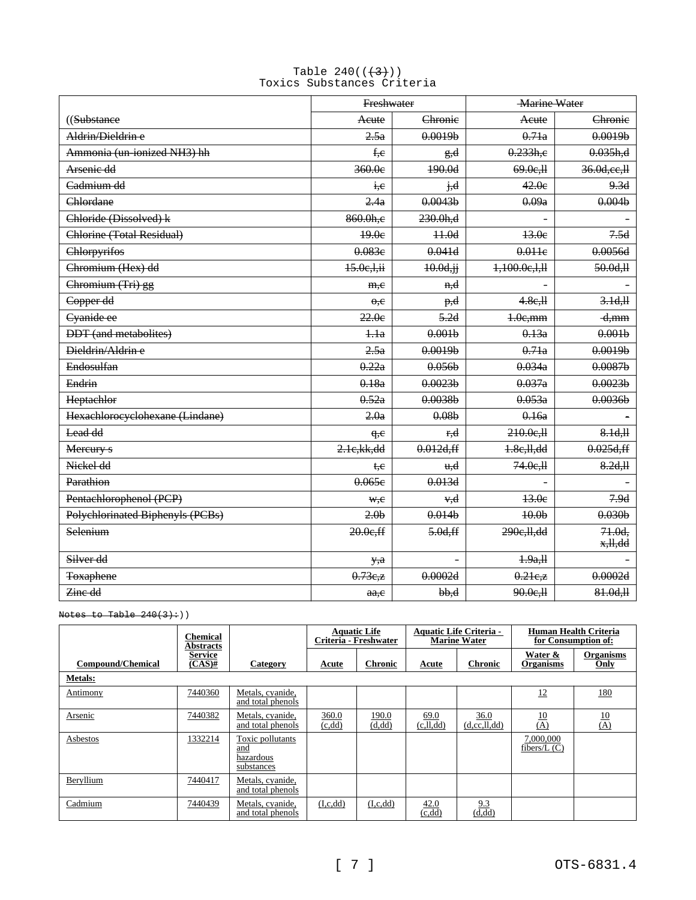Table 240((~~(3)~~))
Toxics Substances Criteria

| | ~~Freshwater~~ | | ~~Marine Water~~ | |
|---|---|---|---|---|
| ((~~Substance~~ | ~~Acute~~ | ~~Chronic~~ | ~~Acute~~ | ~~Chronic~~ |
| ~~Aldrin/Dieldrin e~~ | ~~2.5a~~ | ~~0.0019b~~ | ~~0.71a~~ | ~~0.0019b~~ |
| ~~Ammonia (un-ionized NH3) hh~~ | ~~f,c~~ | ~~g,d~~ | ~~0.233h,c~~ | ~~0.035h,d~~ |
| ~~Arsenic dd~~ | ~~360.0c~~ | ~~190.0d~~ | ~~69.0c,ll~~ | ~~36.0d,cc,ll~~ |
| ~~Cadmium dd~~ | ~~i,c~~ | ~~j,d~~ | ~~42.0c~~ | ~~9.3d~~ |
| ~~Chlordane~~ | ~~2.4a~~ | ~~0.0043b~~ | ~~0.09a~~ | ~~0.004b~~ |
| ~~Chloride (Dissolved) k~~ | ~~860.0h,c~~ | ~~230.0h,d~~ | ~~-~~ | ~~-~~ |
| ~~Chlorine (Total Residual)~~ | ~~19.0c~~ | ~~11.0d~~ | ~~13.0c~~ | ~~7.5d~~ |
| ~~Chlorpyrifos~~ | ~~0.083c~~ | ~~0.041d~~ | ~~0.011c~~ | ~~0.0056d~~ |
| ~~Chromium (Hex) dd~~ | ~~15.0c,l,ii~~ | ~~10.0d,jj~~ | ~~1,100.0c,l,ll~~ | ~~50.0d,ll~~ |
| ~~Chromium (Tri) gg~~ | ~~m,c~~ | ~~n,d~~ | ~~-~~ | ~~-~~ |
| ~~Copper dd~~ | ~~o,c~~ | ~~p,d~~ | ~~4.8c,ll~~ | ~~3.1d,ll~~ |
| ~~Cyanide ee~~ | ~~22.0c~~ | ~~5.2d~~ | ~~1.0c,mm~~ | ~~-d,mm~~ |
| ~~DDT (and metabolites)~~ | ~~1.1a~~ | ~~0.001b~~ | ~~0.13a~~ | ~~0.001b~~ |
| ~~Dieldrin/Aldrin e~~ | ~~2.5a~~ | ~~0.0019b~~ | ~~0.71a~~ | ~~0.0019b~~ |
| ~~Endosulfan~~ | ~~0.22a~~ | ~~0.056b~~ | ~~0.034a~~ | ~~0.0087b~~ |
| ~~Endrin~~ | ~~0.18a~~ | ~~0.0023b~~ | ~~0.037a~~ | ~~0.0023b~~ |
| ~~Heptachlor~~ | ~~0.52a~~ | ~~0.0038b~~ | ~~0.053a~~ | ~~0.0036b~~ |
| ~~Hexachlorocyclohexane (Lindane)~~ | ~~2.0a~~ | ~~0.08b~~ | ~~0.16a~~ | ~~-~~ |
| ~~Lead dd~~ | ~~q,c~~ | ~~r,d~~ | ~~210.0c,ll~~ | ~~8.1d,ll~~ |
| ~~Mercury s~~ | ~~2.1c,kk,dd~~ | ~~0.012d,ff~~ | ~~1.8c,ll,dd~~ | ~~0.025d,ff~~ |
| ~~Nickel dd~~ | ~~t,c~~ | ~~u,d~~ | ~~74.0c,ll~~ | ~~8.2d,ll~~ |
| ~~Parathion~~ | ~~0.065c~~ | ~~0.013d~~ | ~~-~~ | ~~-~~ |
| ~~Pentachlorophenol (PCP)~~ | ~~w,c~~ | ~~v,d~~ | ~~13.0c~~ | ~~7.9d~~ |
| ~~Polychlorinated Biphenyls (PCBs)~~ | ~~2.0b~~ | ~~0.014b~~ | ~~10.0b~~ | ~~0.030b~~ |
| ~~Selenium~~ | ~~20.0c,ff~~ | ~~5.0d,ff~~ | ~~290c,ll,dd~~ | ~~71.0d, x,ll,dd~~ |
| ~~Silver dd~~ | ~~y,a~~ | ~~-~~ | ~~1.9a,ll~~ | ~~-~~ |
| ~~Toxaphene~~ | ~~0.73c,z~~ | ~~0.0002d~~ | ~~0.21c,z~~ | ~~0.0002d~~ |
| ~~Zinc dd~~ | ~~aa,c~~ | ~~bb,d~~ | ~~90.0c,ll~~ | ~~81.0d,ll~~ |

~~Notes to Table 240(3):~~))

| Compound/Chemical | Chemical Abstracts Service (CAS)# | Category | Aquatic Life Criteria - Freshwater | | Aquatic Life Criteria - Marine Water | | Human Health Criteria for Consumption of: | |
|---|---|---|---|---|---|---|---|---|
| | | | Acute | Chronic | Acute | Chronic | Water & Organisms | Organisms Only |
| **Metals:** | | | | | | | | |
| Antimony | 7440360 | Metals, cyanide, and total phenols | | | | | 12 | 180 |
| Arsenic | 7440382 | Metals, cyanide, and total phenols | 360.0 (c,dd) | 190.0 (d,dd) | 69.0 (c,ll,dd) | 36.0 (d,cc,ll,dd) | 10 (A) | 10 (A) |
| Asbestos | 1332214 | Toxic pollutants and hazardous substances | | | | | 7,000,000 fibers/L (C) | |
| Beryllium | 7440417 | Metals, cyanide, and total phenols | | | | | | |
| Cadmium | 7440439 | Metals, cyanide, and total phenols | (I,c,dd) | (I,c,dd) | 42.0 (c,dd) | 9.3 (d,dd) | | |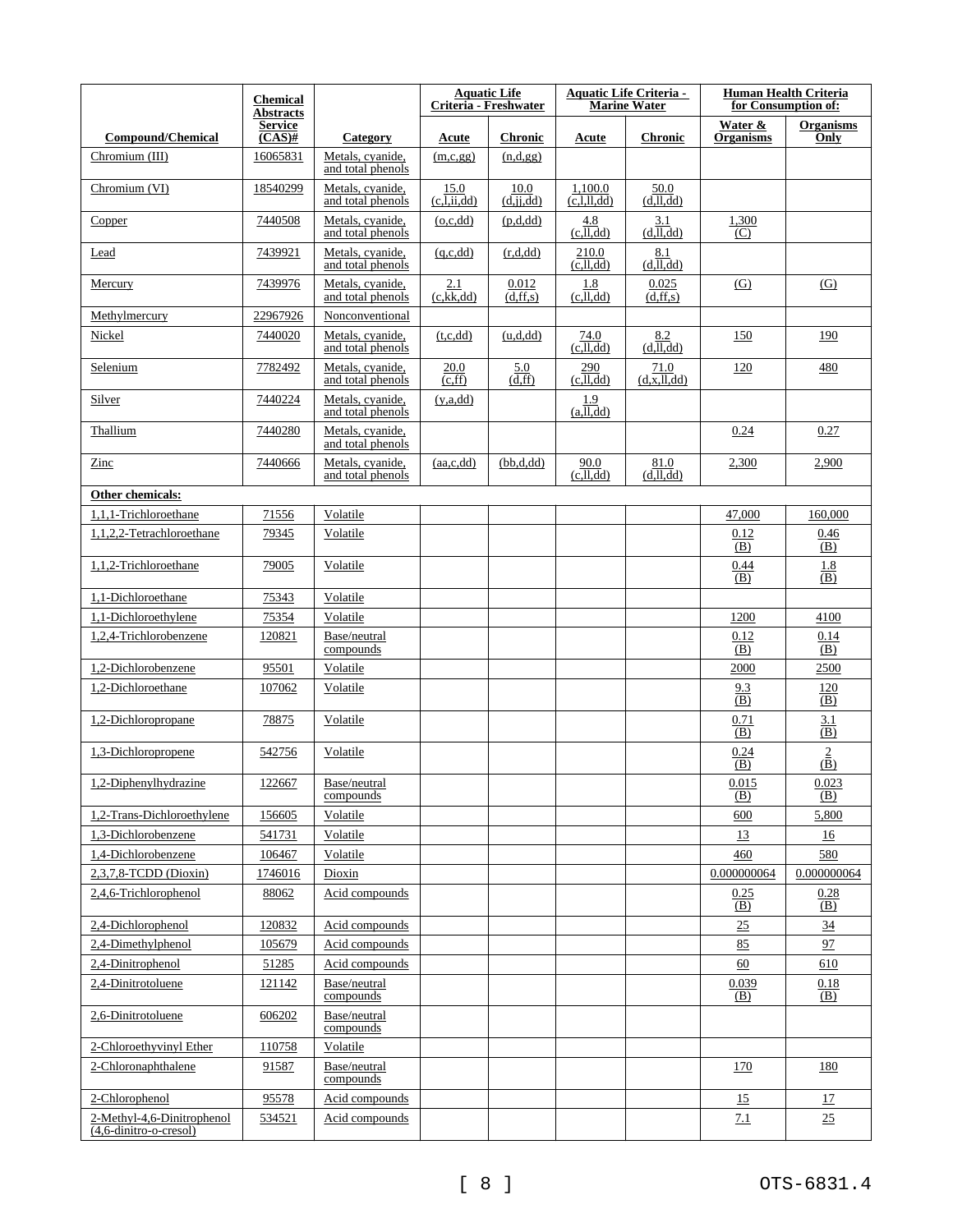| Compound/Chemical | Chemical Abstracts Service (CAS)# | Category | Aquatic Life Criteria - Freshwater | | Aquatic Life Criteria - Marine Water | | Human Health Criteria for Consumption of: | |
|---|---|---|---|---|---|---|---|---|
| | | | Acute | Chronic | Acute | Chronic | Water & Organisms | Organisms Only |
| Chromium (III) | 16065831 | Metals, cyanide, and total phenols | (m,c,gg) | (n,d,gg) | | | | |
| Chromium (VI) | 18540299 | Metals, cyanide, and total phenols | 15.0 (c,l,ii,dd) | 10.0 (d,jj,dd) | 1,100.0 (c,l,ll,dd) | 50.0 (d,ll,dd) | | |
| Copper | 7440508 | Metals, cyanide, and total phenols | (o,c,dd) | (p,d,dd) | 4.8 (c,ll,dd) | 3.1 (d,ll,dd) | 1,300 (C) | |
| Lead | 7439921 | Metals, cyanide, and total phenols | (q,c,dd) | (r,d,dd) | 210.0 (c,ll,dd) | 8.1 (d,ll,dd) | | |
| Mercury | 7439976 | Metals, cyanide, and total phenols | 2.1 (c,kk,dd) | 0.012 (d,ff,s) | 1.8 (c,ll,dd) | 0.025 (d,ff,s) | (G) | (G) |
| Methylmercury | 22967926 | Nonconventional | | | | | | |
| Nickel | 7440020 | Metals, cyanide, and total phenols | (t,c,dd) | (u,d,dd) | 74.0 (c,ll,dd) | 8.2 (d,ll,dd) | 150 | 190 |
| Selenium | 7782492 | Metals, cyanide, and total phenols | 20.0 (c,ff) | 5.0 (d,ff) | 290 (c,ll,dd) | 71.0 (d,x,ll,dd) | 120 | 480 |
| Silver | 7440224 | Metals, cyanide, and total phenols | (y,a,dd) | | 1.9 (a,ll,dd) | | | |
| Thallium | 7440280 | Metals, cyanide, and total phenols | | | | | 0.24 | 0.27 |
| Zinc | 7440666 | Metals, cyanide, and total phenols | (aa,c,dd) | (bb,d,dd) | 90.0 (c,ll,dd) | 81.0 (d,ll,dd) | 2,300 | 2,900 |
| **Other chemicals:** | | | | | | | | |
| 1,1,1-Trichloroethane | 71556 | Volatile | | | | | 47,000 | 160,000 |
| 1,1,2,2-Tetrachloroethane | 79345 | Volatile | | | | | 0.12 (B) | 0.46 (B) |
| 1,1,2-Trichloroethane | 79005 | Volatile | | | | | 0.44 (B) | 1.8 (B) |
| 1,1-Dichloroethane | 75343 | Volatile | | | | | | |
| 1,1-Dichloroethylene | 75354 | Volatile | | | | | 1200 | 4100 |
| 1,2,4-Trichlorobenzene | 120821 | Base/neutral compounds | | | | | 0.12 (B) | 0.14 (B) |
| 1,2-Dichlorobenzene | 95501 | Volatile | | | | | 2000 | 2500 |
| 1,2-Dichloroethane | 107062 | Volatile | | | | | 9.3 (B) | 120 (B) |
| 1,2-Dichloropropane | 78875 | Volatile | | | | | 0.71 (B) | 3.1 (B) |
| 1,3-Dichloropropene | 542756 | Volatile | | | | | 0.24 (B) | 2 (B) |
| 1,2-Diphenylhydrazine | 122667 | Base/neutral compounds | | | | | 0.015 (B) | 0.023 (B) |
| 1,2-Trans-Dichloroethylene | 156605 | Volatile | | | | | 600 | 5,800 |
| 1,3-Dichlorobenzene | 541731 | Volatile | | | | | 13 | 16 |
| 1,4-Dichlorobenzene | 106467 | Volatile | | | | | 460 | 580 |
| 2,3,7,8-TCDD (Dioxin) | 1746016 | Dioxin | | | | | 0.000000064 | 0.000000064 |
| 2,4,6-Trichlorophenol | 88062 | Acid compounds | | | | | 0.25 (B) | 0.28 (B) |
| 2,4-Dichlorophenol | 120832 | Acid compounds | | | | | 25 | 34 |
| 2,4-Dimethylphenol | 105679 | Acid compounds | | | | | 85 | 97 |
| 2,4-Dinitrophenol | 51285 | Acid compounds | | | | | 60 | 610 |
| 2,4-Dinitrotoluene | 121142 | Base/neutral compounds | | | | | 0.039 (B) | 0.18 (B) |
| 2,6-Dinitrotoluene | 606202 | Base/neutral compounds | | | | | | |
| 2-Chloroethyvinyl Ether | 110758 | Volatile | | | | | | |
| 2-Chloronaphthalene | 91587 | Base/neutral compounds | | | | | 170 | 180 |
| 2-Chlorophenol | 95578 | Acid compounds | | | | | 15 | 17 |
| 2-Methyl-4,6-Dinitrophenol (4,6-dinitro-o-cresol) | 534521 | Acid compounds | | | | | 7.1 | 25 |

OTS-6831.4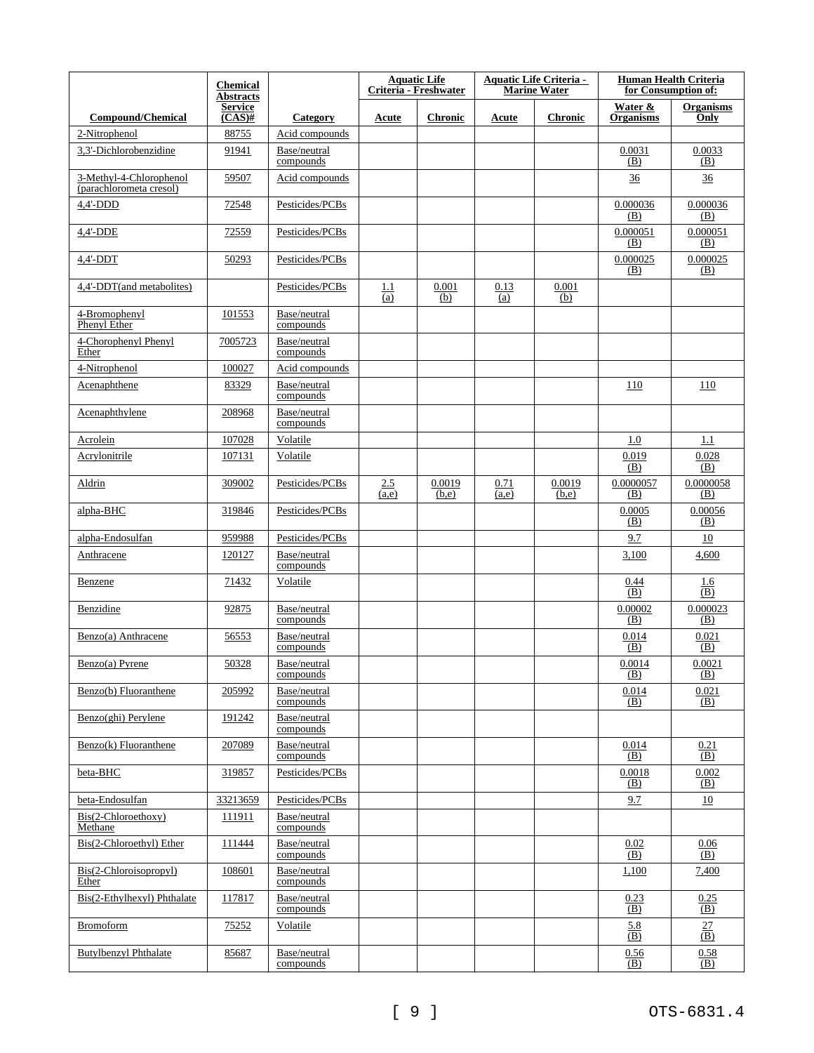| Compound/Chemical | Chemical Abstracts Service (CAS)# | Category | Aquatic Life Criteria - Freshwater | | Aquatic Life Criteria - Marine Water | | Human Health Criteria for Consumption of: | |
|---|---|---|---|---|---|---|---|---|
| | | | Acute | Chronic | Acute | Chronic | Water & Organisms | Organisms Only |
| 2-Nitrophenol | 88755 | Acid compounds | | | | | | |
| 3,3'-Dichlorobenzidine | 91941 | Base/neutral compounds | | | | | 0.0031 (B) | 0.0033 (B) |
| 3-Methyl-4-Chlorophenol (parachlorometa cresol) | 59507 | Acid compounds | | | | | 36 | 36 |
| 4,4'-DDD | 72548 | Pesticides/PCBs | | | | | 0.000036 (B) | 0.000036 (B) |
| 4,4'-DDE | 72559 | Pesticides/PCBs | | | | | 0.000051 (B) | 0.000051 (B) |
| 4,4'-DDT | 50293 | Pesticides/PCBs | | | | | 0.000025 (B) | 0.000025 (B) |
| 4,4'-DDT(and metabolites) | | Pesticides/PCBs | 1.1 (a) | 0.001 (b) | 0.13 (a) | 0.001 (b) | | |
| 4-Bromophenyl Phenyl Ether | 101553 | Base/neutral compounds | | | | | | |
| 4-Chorophenyl Phenyl Ether | 7005723 | Base/neutral compounds | | | | | | |
| 4-Nitrophenol | 100027 | Acid compounds | | | | | | |
| Acenaphthene | 83329 | Base/neutral compounds | | | | | 110 | 110 |
| Acenaphthylene | 208968 | Base/neutral compounds | | | | | | |
| Acrolein | 107028 | Volatile | | | | | 1.0 | 1.1 |
| Acrylonitrile | 107131 | Volatile | | | | | 0.019 (B) | 0.028 (B) |
| Aldrin | 309002 | Pesticides/PCBs | 2.5 (a,e) | 0.0019 (b,e) | 0.71 (a,e) | 0.0019 (b,e) | 0.0000057 (B) | 0.0000058 (B) |
| alpha-BHC | 319846 | Pesticides/PCBs | | | | | 0.0005 (B) | 0.00056 (B) |
| alpha-Endosulfan | 959988 | Pesticides/PCBs | | | | | 9.7 | 10 |
| Anthracene | 120127 | Base/neutral compounds | | | | | 3,100 | 4,600 |
| Benzene | 71432 | Volatile | | | | | 0.44 (B) | 1.6 (B) |
| Benzidine | 92875 | Base/neutral compounds | | | | | 0.00002 (B) | 0.000023 (B) |
| Benzo(a) Anthracene | 56553 | Base/neutral compounds | | | | | 0.014 (B) | 0.021 (B) |
| Benzo(a) Pyrene | 50328 | Base/neutral compounds | | | | | 0.0014 (B) | 0.0021 (B) |
| Benzo(b) Fluoranthene | 205992 | Base/neutral compounds | | | | | 0.014 (B) | 0.021 (B) |
| Benzo(ghi) Perylene | 191242 | Base/neutral compounds | | | | | | |
| Benzo(k) Fluoranthene | 207089 | Base/neutral compounds | | | | | 0.014 (B) | 0.21 (B) |
| beta-BHC | 319857 | Pesticides/PCBs | | | | | 0.0018 (B) | 0.002 (B) |
| beta-Endosulfan | 33213659 | Pesticides/PCBs | | | | | 9.7 | 10 |
| Bis(2-Chloroethoxy) Methane | 111911 | Base/neutral compounds | | | | | | |
| Bis(2-Chloroethyl) Ether | 111444 | Base/neutral compounds | | | | | 0.02 (B) | 0.06 (B) |
| Bis(2-Chloroisopropyl) Ether | 108601 | Base/neutral compounds | | | | | 1,100 | 7,400 |
| Bis(2-Ethylhexyl) Phthalate | 117817 | Base/neutral compounds | | | | | 0.23 (B) | 0.25 (B) |
| Bromoform | 75252 | Volatile | | | | | 5.8 (B) | 27 (B) |
| Butylbenzyl Phthalate | 85687 | Base/neutral compounds | | | | | 0.56 (B) | 0.58 (B) |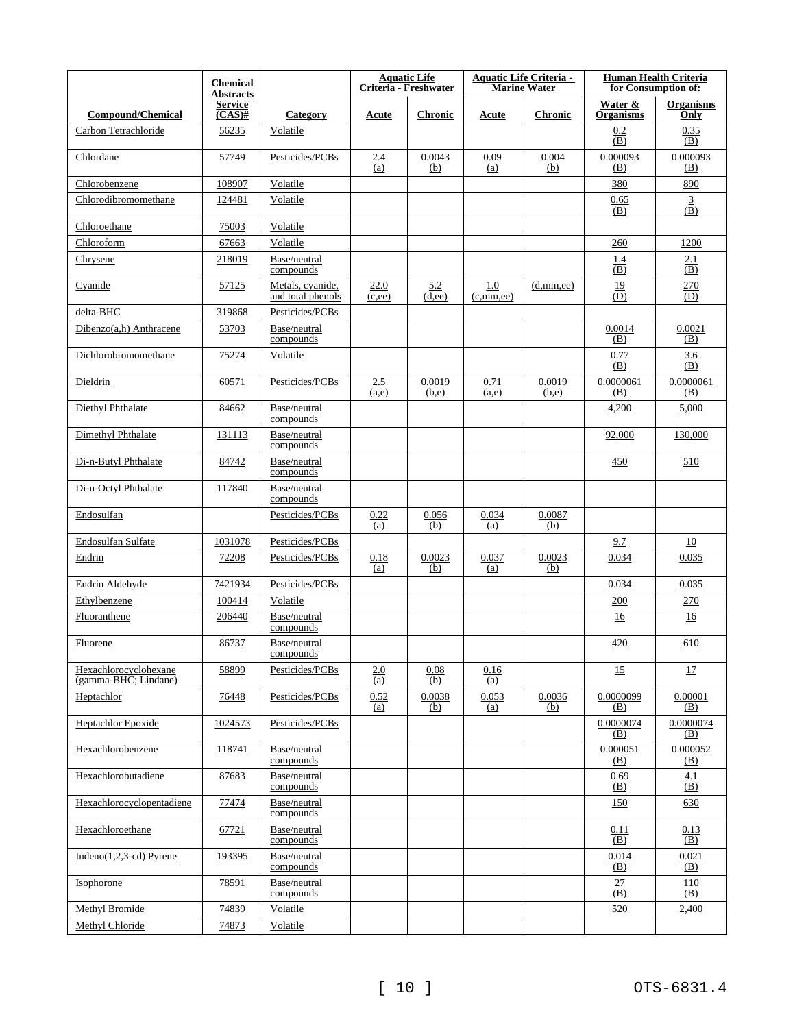| Compound/Chemical | Chemical Abstracts Service (CAS)# | Category | Aquatic Life Criteria - Freshwater | | Aquatic Life Criteria - Marine Water | | Human Health Criteria for Consumption of: | |
|---|---|---|---|---|---|---|---|---|
| | | | Acute | Chronic | Acute | Chronic | Water & Organisms | Organisms Only |
| Carbon Tetrachloride | 56235 | Volatile | | | | | 0.2 (B) | 0.35 (B) |
| Chlordane | 57749 | Pesticides/PCBs | 2.4 (a) | 0.0043 (b) | 0.09 (a) | 0.004 (b) | 0.000093 (B) | 0.000093 (B) |
| Chlorobenzene | 108907 | Volatile | | | | | 380 | 890 |
| Chlorodibromomethane | 124481 | Volatile | | | | | 0.65 (B) | 3 (B) |
| Chloroethane | 75003 | Volatile | | | | | | |
| Chloroform | 67663 | Volatile | | | | | 260 | 1200 |
| Chrysene | 218019 | Base/neutral compounds | | | | | 1.4 (B) | 2.1 (B) |
| Cyanide | 57125 | Metals, cyanide, and total phenols | 22.0 (c,ee) | 5.2 (d,ee) | 1.0 (c,mm,ee) | (d,mm,ee) | 19 (D) | 270 (D) |
| delta-BHC | 319868 | Pesticides/PCBs | | | | | | |
| Dibenzo(a,h) Anthracene | 53703 | Base/neutral compounds | | | | | 0.0014 (B) | 0.0021 (B) |
| Dichlorobromomethane | 75274 | Volatile | | | | | 0.77 (B) | 3.6 (B) |
| Dieldrin | 60571 | Pesticides/PCBs | 2.5 (a,e) | 0.0019 (b,e) | 0.71 (a,e) | 0.0019 (b,e) | 0.0000061 (B) | 0.0000061 (B) |
| Diethyl Phthalate | 84662 | Base/neutral compounds | | | | | 4,200 | 5,000 |
| Dimethyl Phthalate | 131113 | Base/neutral compounds | | | | | 92,000 | 130,000 |
| Di-n-Butyl Phthalate | 84742 | Base/neutral compounds | | | | | 450 | 510 |
| Di-n-Octyl Phthalate | 117840 | Base/neutral compounds | | | | | | |
| Endosulfan | | Pesticides/PCBs | 0.22 (a) | 0.056 (b) | 0.034 (a) | 0.0087 (b) | | |
| Endosulfan Sulfate | 1031078 | Pesticides/PCBs | | | | | 9.7 | 10 |
| Endrin | 72208 | Pesticides/PCBs | 0.18 (a) | 0.0023 (b) | 0.037 (a) | 0.0023 (b) | 0.034 | 0.035 |
| Endrin Aldehyde | 7421934 | Pesticides/PCBs | | | | | 0.034 | 0.035 |
| Ethylbenzene | 100414 | Volatile | | | | | 200 | 270 |
| Fluoranthene | 206440 | Base/neutral compounds | | | | | 16 | 16 |
| Fluorene | 86737 | Base/neutral compounds | | | | | 420 | 610 |
| Hexachlorocyclohexane (gamma-BHC; Lindane) | 58899 | Pesticides/PCBs | 2.0 (a) | 0.08 (b) | 0.16 (a) | | 15 | 17 |
| Heptachlor | 76448 | Pesticides/PCBs | 0.52 (a) | 0.0038 (b) | 0.053 (a) | 0.0036 (b) | 0.0000099 (B) | 0.00001 (B) |
| Heptachlor Epoxide | 1024573 | Pesticides/PCBs | | | | | 0.0000074 (B) | 0.0000074 (B) |
| Hexachlorobenzene | 118741 | Base/neutral compounds | | | | | 0.000051 (B) | 0.000052 (B) |
| Hexachlorobutadiene | 87683 | Base/neutral compounds | | | | | 0.69 (B) | 4.1 (B) |
| Hexachlorocyclopentadiene | 77474 | Base/neutral compounds | | | | | 150 | 630 |
| Hexachloroethane | 67721 | Base/neutral compounds | | | | | 0.11 (B) | 0.13 (B) |
| Indeno(1,2,3-cd) Pyrene | 193395 | Base/neutral compounds | | | | | 0.014 (B) | 0.021 (B) |
| Isophorone | 78591 | Base/neutral compounds | | | | | 27 (B) | 110 (B) |
| Methyl Bromide | 74839 | Volatile | | | | | 520 | 2,400 |
| Methyl Chloride | 74873 | Volatile | | | | | | |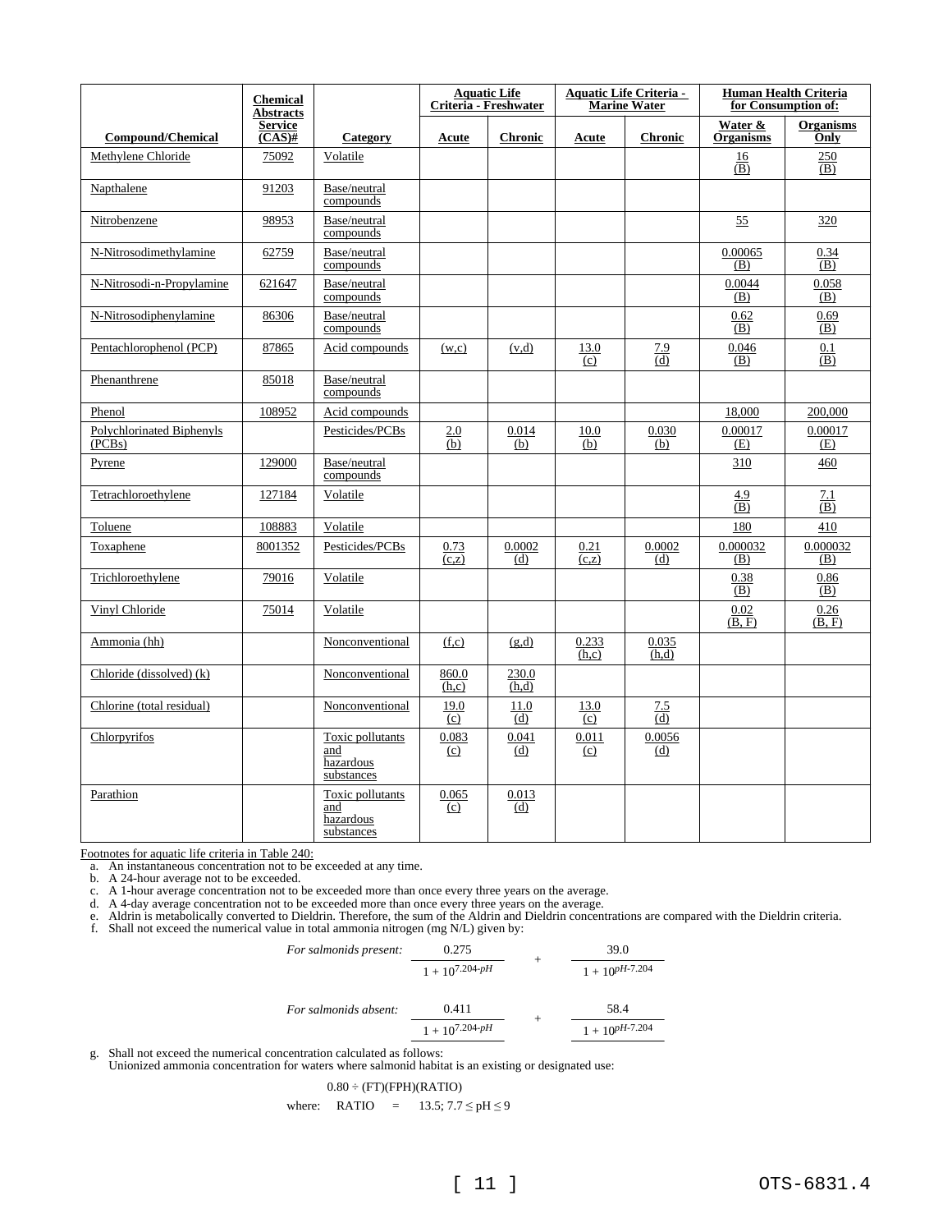| Compound/Chemical | Chemical Abstracts Service (CAS)# | Category | Aquatic Life Criteria - Freshwater | | Aquatic Life Criteria - Marine Water | | Human Health Criteria for Consumption of: | |
|---|---|---|---|---|---|---|---|---|
| | | | Acute | Chronic | Acute | Chronic | Water & Organisms | Organisms Only |
| Methylene Chloride | 75092 | Volatile | | | | | 16 (B) | 250 (B) |
| Napthalene | 91203 | Base/neutral compounds | | | | | | |
| Nitrobenzene | 98953 | Base/neutral compounds | | | | | 55 | 320 |
| N-Nitrosodimethylamine | 62759 | Base/neutral compounds | | | | | 0.00065 (B) | 0.34 (B) |
| N-Nitrosodi-n-Propylamine | 621647 | Base/neutral compounds | | | | | 0.0044 (B) | 0.058 (B) |
| N-Nitrosodiphenylamine | 86306 | Base/neutral compounds | | | | | 0.62 (B) | 0.69 (B) |
| Pentachlorophenol (PCP) | 87865 | Acid compounds | (w,c) | (v,d) | 13.0 (c) | 7.9 (d) | 0.046 (B) | 0.1 (B) |
| Phenanthrene | 85018 | Base/neutral compounds | | | | | | |
| Phenol | 108952 | Acid compounds | | | | | 18,000 | 200,000 |
| Polychlorinated Biphenyls (PCBs) | | Pesticides/PCBs | 2.0 (b) | 0.014 (b) | 10.0 (b) | 0.030 (b) | 0.00017 (E) | 0.00017 (E) |
| Pyrene | 129000 | Base/neutral compounds | | | | | 310 | 460 |
| Tetrachloroethylene | 127184 | Volatile | | | | | 4.9 (B) | 7.1 (B) |
| Toluene | 108883 | Volatile | | | | | 180 | 410 |
| Toxaphene | 8001352 | Pesticides/PCBs | 0.73 (c,z) | 0.0002 (d) | 0.21 (c,z) | 0.0002 (d) | 0.000032 (B) | 0.000032 (B) |
| Trichloroethylene | 79016 | Volatile | | | | | 0.38 (B) | 0.86 (B) |
| Vinyl Chloride | 75014 | Volatile | | | | | 0.02 (B, F) | 0.26 (B, F) |
| Ammonia (hh) | | Nonconventional | (f,c) | (g,d) | 0.233 (h,c) | 0.035 (h,d) | | |
| Chloride (dissolved) (k) | | Nonconventional | 860.0 (h,c) | 230.0 (h,d) | | | | |
| Chlorine (total residual) | | Nonconventional | 19.0 (c) | 11.0 (d) | 13.0 (c) | 7.5 (d) | | |
| Chlorpyrifos | | Toxic pollutants and hazardous substances | 0.083 (c) | 0.041 (d) | 0.011 (c) | 0.0056 (d) | | |
| Parathion | | Toxic pollutants and hazardous substances | 0.065 (c) | 0.013 (d) | | | | |

Footnotes for aquatic life criteria in Table 240:

a. An instantaneous concentration not to be exceeded at any time.
b. A 24-hour average not to be exceeded.
c. A 1-hour average concentration not to be exceeded more than once every three years on the average.
d. A 4-day average concentration not to be exceeded more than once every three years on the average.
e. Aldrin is metabolically converted to Dieldrin. Therefore, the sum of the Aldrin and Dieldrin concentrations are compared with the Dieldrin criteria.
f. Shall not exceed the numerical value in total ammonia nitrogen (mg N/L) given by:

*For salmonids present:*
$$\frac{0.275}{1 + 10^{7.204 - pH}} + \frac{39.0}{1 + 10^{pH - 7.204}}$$

*For salmonids absent:*
$$\frac{0.411}{1 + 10^{7.204 - pH}} + \frac{58.4}{1 + 10^{pH - 7.204}}$$

g. Shall not exceed the numerical concentration calculated as follows:
Unionized ammonia concentration for waters where salmonid habitat is an existing or designated use:

$$0.80 \div (FT)(FPH)(RATIO)$$

where: RATIO = 13.5; $7.7 \leq pH \leq 9$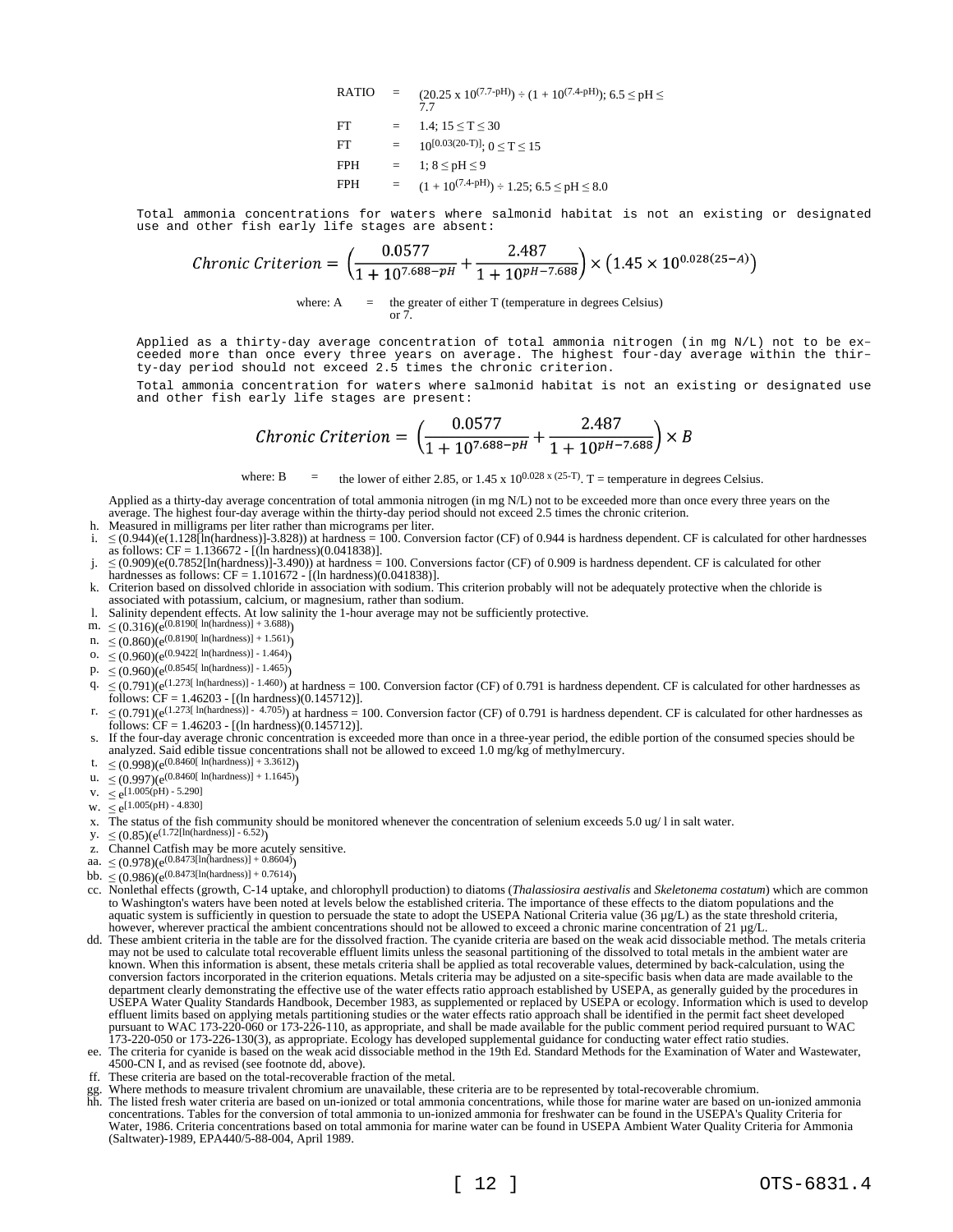| | | |
|---|---|---|
| RATIO | = | $(20.25 \times 10^{(7.7\text{-pH})}) \div (1 + 10^{(7.4\text{-pH})})$; $6.5 \leq pH \leq 7.7$ |
| FT | = | 1.4; $15 \leq T \leq 30$ |
| FT | = | $10^{[0.03(20\text{-}T)]}$; $0 \leq T \leq 15$ |
| FPH | = | 1; $8 \leq pH \leq 9$ |
| FPH | = | $(1 + 10^{(7.4\text{-pH})}) \div 1.25$; $6.5 \leq pH \leq 8.0$ |

Total ammonia concentrations for waters where salmonid habitat is not an existing or designated use and other fish early life stages are absent:

$$Chronic\ Criterion = \left(\frac{0.0577}{1 + 10^{7.688-pH}} + \frac{2.487}{1 + 10^{pH-7.688}}\right) \times \left(1.45 \times 10^{0.028(25-A)}\right)$$

where: A = the greater of either T (temperature in degrees Celsius) or 7.

Applied as a thirty-day average concentration of total ammonia nitrogen (in mg N/L) not to be exceeded more than once every three years on average. The highest four-day average within the thirty-day period should not exceed 2.5 times the chronic criterion.

Total ammonia concentration for waters where salmonid habitat is not an existing or designated use and other fish early life stages are present:

$$Chronic\ Criterion = \left(\frac{0.0577}{1 + 10^{7.688-pH}} + \frac{2.487}{1 + 10^{pH-7.688}}\right) \times B$$

where: B = the lower of either 2.85, or $1.45 \times 10^{0.028 \times (25-T)}$. T = temperature in degrees Celsius.

Applied as a thirty-day average concentration of total ammonia nitrogen (in mg N/L) not to be exceeded more than once every three years on the average. The highest four-day average within the thirty-day period should not exceed 2.5 times the chronic criterion.

h. Measured in milligrams per liter rather than micrograms per liter.

i. $\leq (0.944)(e(1.128[\ln(\text{hardness})]-3.828))$ at hardness = 100. Conversion factor (CF) of 0.944 is hardness dependent. CF is calculated for other hardnesses as follows: CF = 1.136672 - [(ln hardness)(0.041838)].

j. $\leq (0.909)(e(0.7852[\ln(\text{hardness})]-3.490))$ at hardness = 100. Conversions factor (CF) of 0.909 is hardness dependent. CF is calculated for other hardnesses as follows: CF = 1.101672 - [(ln hardness)(0.041838)].

k. Criterion based on dissolved chloride in association with sodium. This criterion probably will not be adequately protective when the chloride is associated with potassium, calcium, or magnesium, rather than sodium.

l. Salinity dependent effects. At low salinity the 1-hour average may not be sufficiently protective.

m. $\leq (0.316)(e^{(0.8190[\ln(\text{hardness})] + 3.688)})$

n. $\leq (0.860)(e^{(0.8190[\ln(\text{hardness})] + 1.561)})$

o. $\leq (0.960)(e^{(0.9422[\ln(\text{hardness})] - 1.464)})$

p. $\leq (0.960)(e^{(0.8545[\ln(\text{hardness})] - 1.465)})$

q. $\leq (0.791)(e^{(1.273[\ln(\text{hardness})] - 1.460)})$ at hardness = 100. Conversion factor (CF) of 0.791 is hardness dependent. CF is calculated for other hardnesses as follows: CF = 1.46203 - [(ln hardness)(0.145712)].

r. $\leq (0.791)(e^{(1.273[\ln(\text{hardness})] - 4.705)})$ at hardness = 100. Conversion factor (CF) of 0.791 is hardness dependent. CF is calculated for other hardnesses as follows: CF = 1.46203 - [(ln hardness)(0.145712)].

s. If the four-day average chronic concentration is exceeded more than once in a three-year period, the edible portion of the consumed species should be analyzed. Said edible tissue concentrations shall not be allowed to exceed 1.0 mg/kg of methylmercury.

t. $\leq (0.998)(e^{(0.8460[\ln(\text{hardness})] + 3.3612)})$

u. $\leq (0.997)(e^{(0.8460[\ln(\text{hardness})] + 1.1645)})$

v. $\leq e^{[1.005(pH) - 5.290]}$

w. $\leq e^{[1.005(pH) - 4.830]}$

x. The status of the fish community should be monitored whenever the concentration of selenium exceeds 5.0 ug/ l in salt water.

y. $\leq (0.85)(e^{(1.72[\ln(\text{hardness})] - 6.52)})$

z. Channel Catfish may be more acutely sensitive.

aa. $\leq (0.978)(e^{(0.8473[\ln(\text{hardness})] + 0.8604)})$

bb. $\leq (0.986)(e^{(0.8473[\ln(\text{hardness})] + 0.7614)})$

cc. Nonlethal effects (growth, C-14 uptake, and chlorophyll production) to diatoms (*Thalassiosira aestivalis* and *Skeletonema costatum*) which are common to Washington's waters have been noted at levels below the established criteria. The importance of these effects to the diatom populations and the aquatic system is sufficiently in question to persuade the state to adopt the USEPA National Criteria value (36 µg/L) as the state threshold criteria, however, wherever practical the ambient concentrations should not be allowed to exceed a chronic marine concentration of 21 µg/L.

dd. These ambient criteria in the table are for the dissolved fraction. The cyanide criteria are based on the weak acid dissociable method. The metals criteria may not be used to calculate total recoverable effluent limits unless the seasonal partitioning of the dissolved to total metals in the ambient water are known. When this information is absent, these metals criteria shall be applied as total recoverable values, determined by back-calculation, using the conversion factors incorporated in the criterion equations. Metals criteria may be adjusted on a site-specific basis when data are made available to the department clearly demonstrating the effective use of the water effects ratio approach established by USEPA, as generally guided by the procedures in USEPA Water Quality Standards Handbook, December 1983, as supplemented or replaced by USEPA or ecology. Information which is used to develop effluent limits based on applying metals partitioning studies or the water effects ratio approach shall be identified in the permit fact sheet developed pursuant to WAC 173-220-060 or 173-226-110, as appropriate, and shall be made available for the public comment period required pursuant to WAC 173-220-050 or 173-226-130(3), as appropriate. Ecology has developed supplemental guidance for conducting water effect ratio studies.

ee. The criteria for cyanide is based on the weak acid dissociable method in the 19th Ed. Standard Methods for the Examination of Water and Wastewater, 4500-CN I, and as revised (see footnote dd, above).

ff. These criteria are based on the total-recoverable fraction of the metal.

gg. Where methods to measure trivalent chromium are unavailable, these criteria are to be represented by total-recoverable chromium.

hh. The listed fresh water criteria are based on un-ionized or total ammonia concentrations, while those for marine water are based on un-ionized ammonia concentrations. Tables for the conversion of total ammonia to un-ionized ammonia for freshwater can be found in the USEPA's Quality Criteria for Water, 1986. Criteria concentrations based on total ammonia for marine water can be found in USEPA Ambient Water Quality Criteria for Ammonia (Saltwater)-1989, EPA440/5-88-004, April 1989.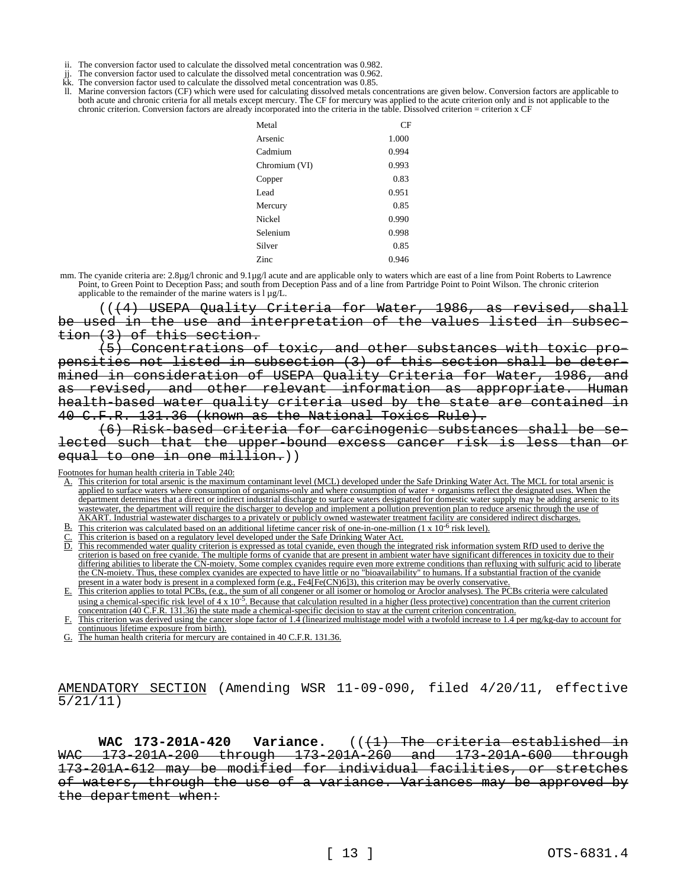ii. The conversion factor used to calculate the dissolved metal concentration was 0.982.

jj. The conversion factor used to calculate the dissolved metal concentration was 0.962.

kk. The conversion factor used to calculate the dissolved metal concentration was 0.85.

ll. Marine conversion factors (CF) which were used for calculating dissolved metals concentrations are given below. Conversion factors are applicable to both acute and chronic criteria for all metals except mercury. The CF for mercury was applied to the acute criterion only and is not applicable to the chronic criterion. Conversion factors are already incorporated into the criteria in the table. Dissolved criterion = criterion x CF

| Metal | CF |
|---|---|
| Arsenic | 1.000 |
| Cadmium | 0.994 |
| Chromium (VI) | 0.993 |
| Copper | 0.83 |
| Lead | 0.951 |
| Mercury | 0.85 |
| Nickel | 0.990 |
| Selenium | 0.998 |
| Silver | 0.85 |
| Zinc | 0.946 |

mm. The cyanide criteria are: 2.8µg/l chronic and 9.1µg/l acute and are applicable only to waters which are east of a line from Point Roberts to Lawrence Point, to Green Point to Deception Pass; and south from Deception Pass and of a line from Partridge Point to Point Wilson. The chronic criterion applicable to the remainder of the marine waters is l µg/L.

((~~(4) USEPA Quality Criteria for Water, 1986, as revised, shall be used in the use and interpretation of the values listed in subsection (3) of this section.~~

~~(5) Concentrations of toxic, and other substances with toxic propensities not listed in subsection (3) of this section shall be determined in consideration of USEPA Quality Criteria for Water, 1986, and as revised, and other relevant information as appropriate. Human health-based water quality criteria used by the state are contained in 40 C.F.R. 131.36 (known as the National Toxics Rule).~~

~~(6) Risk-based criteria for carcinogenic substances shall be selected such that the upper-bound excess cancer risk is less than or equal to one in one million.~~))

Footnotes for human health criteria in Table 240:

A. This criterion for total arsenic is the maximum contaminant level (MCL) developed under the Safe Drinking Water Act. The MCL for total arsenic is applied to surface waters where consumption of organisms-only and where consumption of water + organisms reflect the designated uses. When the department determines that a direct or indirect industrial discharge to surface waters designated for domestic water supply may be adding arsenic to its wastewater, the department will require the discharger to develop and implement a pollution prevention plan to reduce arsenic through the use of AKART. Industrial wastewater discharges to a privately or publicly owned wastewater treatment facility are considered indirect discharges.

B. This criterion was calculated based on an additional lifetime cancer risk of one-in-one-million ($1 \times 10^{-6}$ risk level).

C. This criterion is based on a regulatory level developed under the Safe Drinking Water Act.

D. This recommended water quality criterion is expressed as total cyanide, even though the integrated risk information system RfD used to derive the criterion is based on free cyanide. The multiple forms of cyanide that are present in ambient water have significant differences in toxicity due to their differing abilities to liberate the CN-moiety. Some complex cyanides require even more extreme conditions than refluxing with sulfuric acid to liberate the CN-moiety. Thus, these complex cyanides are expected to have little or no "bioavailability" to humans. If a substantial fraction of the cyanide present in a water body is present in a complexed form (e.g., $Fe_4[Fe(CN)_6]_3$), this criterion may be overly conservative.

E. This criterion applies to total PCBs, (e.g., the sum of all congener or all isomer or homolog or Aroclor analyses). The PCBs criteria were calculated using a chemical-specific risk level of $4 \times 10^{-5}$. Because that calculation resulted in a higher (less protective) concentration than the current criterion concentration (40 C.F.R. 131.36) the state made a chemical-specific decision to stay at the current criterion concentration.

F. This criterion was derived using the cancer slope factor of 1.4 (linearized multistage model with a twofold increase to 1.4 per mg/kg-day to account for continuous lifetime exposure from birth).

G. The human health criteria for mercury are contained in 40 C.F.R. 131.36.

AMENDATORY SECTION (Amending WSR 11-09-090, filed 4/20/11, effective 5/21/11)

**WAC 173-201A-420 Variance.** ((~~(1) The criteria established in WAC 173-201A-200 through 173-201A-260 and 173-201A-600 through 173-201A-612 may be modified for individual facilities, or stretches of waters, through the use of a variance. Variances may be approved by the department when:~~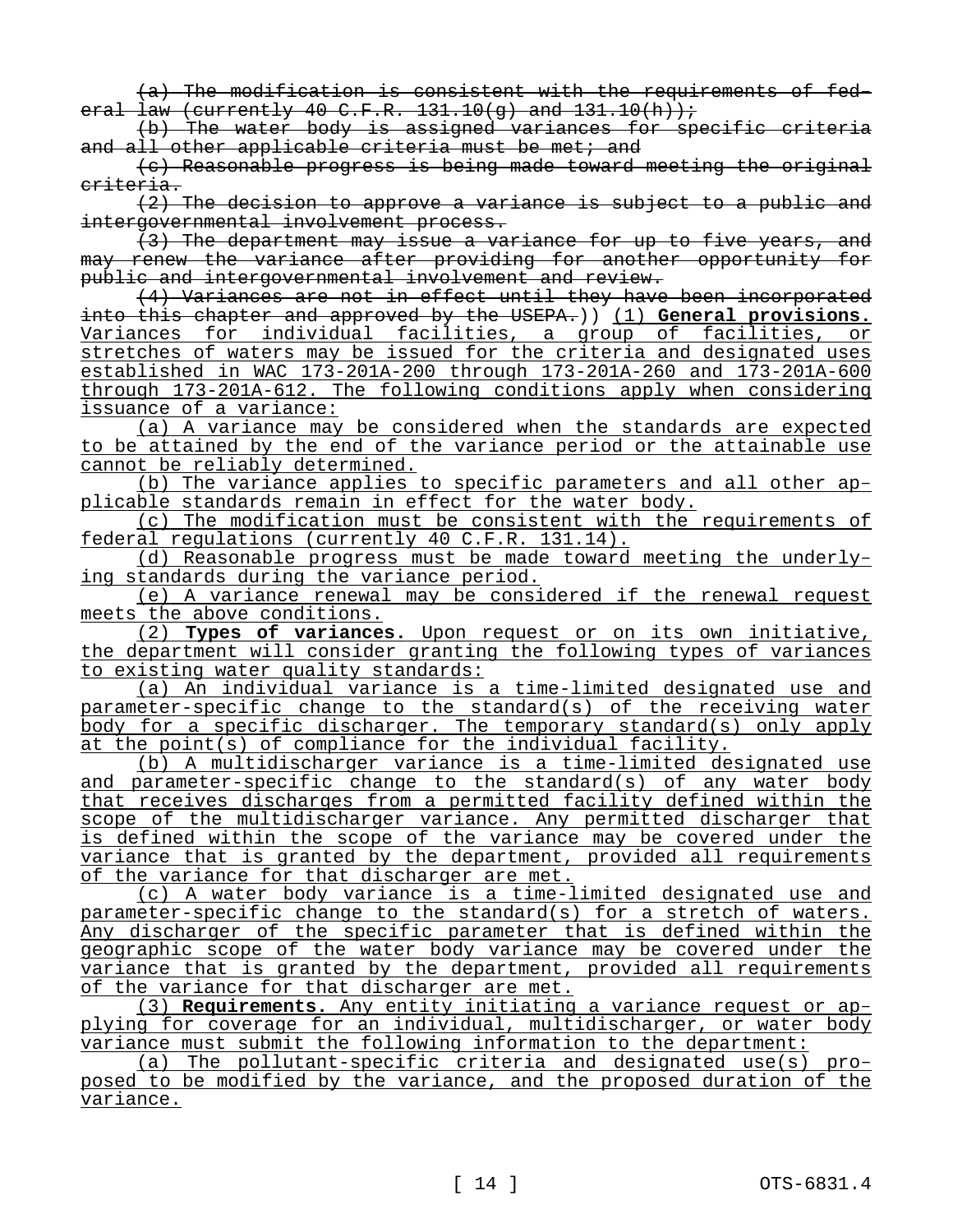~~(a) The modification is consistent with the requirements of federal law (currently 40 C.F.R. 131.10(g) and 131.10(h));~~

~~(b) The water body is assigned variances for specific criteria and all other applicable criteria must be met; and~~

~~(c) Reasonable progress is being made toward meeting the original criteria.~~

~~(2) The decision to approve a variance is subject to a public and intergovernmental involvement process.~~

~~(3) The department may issue a variance for up to five years, and may renew the variance after providing for another opportunity for public and intergovernmental involvement and review.~~

~~(4) Variances are not in effect until they have been incorporated into this chapter and approved by the USEPA.~~)) <u>(1) **General provisions.** Variances for individual facilities, a group of facilities, or stretches of waters may be issued for the criteria and designated uses established in WAC 173-201A-200 through 173-201A-260 and 173-201A-600 through 173-201A-612. The following conditions apply when considering issuance of a variance:</u>

<u>(a) A variance may be considered when the standards are expected to be attained by the end of the variance period or the attainable use cannot be reliably determined.</u>

<u>(b) The variance applies to specific parameters and all other applicable standards remain in effect for the water body.</u>

<u>(c) The modification must be consistent with the requirements of federal regulations (currently 40 C.F.R. 131.14).</u>

<u>(d) Reasonable progress must be made toward meeting the underlying standards during the variance period.</u>

<u>(e) A variance renewal may be considered if the renewal request meets the above conditions.</u>

<u>(2) **Types of variances.** Upon request or on its own initiative, the department will consider granting the following types of variances to existing water quality standards:</u>

<u>(a) An individual variance is a time-limited designated use and parameter-specific change to the standard(s) of the receiving water body for a specific discharger. The temporary standard(s) only apply at the point(s) of compliance for the individual facility.</u>

<u>(b) A multidischarger variance is a time-limited designated use and parameter-specific change to the standard(s) of any water body that receives discharges from a permitted facility defined within the scope of the multidischarger variance. Any permitted discharger that is defined within the scope of the variance may be covered under the variance that is granted by the department, provided all requirements of the variance for that discharger are met.</u>

<u>(c) A water body variance is a time-limited designated use and parameter-specific change to the standard(s) for a stretch of waters. Any discharger of the specific parameter that is defined within the geographic scope of the water body variance may be covered under the variance that is granted by the department, provided all requirements of the variance for that discharger are met.</u>

<u>(3) **Requirements.** Any entity initiating a variance request or applying for coverage for an individual, multidischarger, or water body variance must submit the following information to the department:</u>

<u>(a) The pollutant-specific criteria and designated use(s) proposed to be modified by the variance, and the proposed duration of the variance.</u>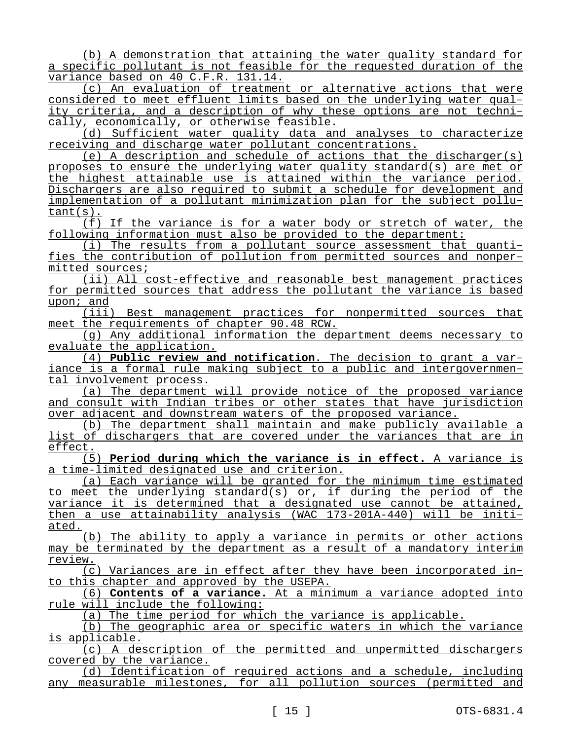(b) A demonstration that attaining the water quality standard for a specific pollutant is not feasible for the requested duration of the variance based on 40 C.F.R. 131.14.

(c) An evaluation of treatment or alternative actions that were considered to meet effluent limits based on the underlying water quality criteria, and a description of why these options are not technically, economically, or otherwise feasible.

(d) Sufficient water quality data and analyses to characterize receiving and discharge water pollutant concentrations.

(e) A description and schedule of actions that the discharger(s) proposes to ensure the underlying water quality standard(s) are met or the highest attainable use is attained within the variance period. Dischargers are also required to submit a schedule for development and implementation of a pollutant minimization plan for the subject pollutant(s).

(f) If the variance is for a water body or stretch of water, the following information must also be provided to the department:

(i) The results from a pollutant source assessment that quantifies the contribution of pollution from permitted sources and nonpermitted sources;

(ii) All cost-effective and reasonable best management practices for permitted sources that address the pollutant the variance is based upon; and

(iii) Best management practices for nonpermitted sources that meet the requirements of chapter 90.48 RCW.

(g) Any additional information the department deems necessary to evaluate the application.

(4) **Public review and notification.** The decision to grant a variance is a formal rule making subject to a public and intergovernmental involvement process.

(a) The department will provide notice of the proposed variance and consult with Indian tribes or other states that have jurisdiction over adjacent and downstream waters of the proposed variance.

(b) The department shall maintain and make publicly available a list of dischargers that are covered under the variances that are in effect.

(5) **Period during which the variance is in effect.** A variance is a time-limited designated use and criterion.

(a) Each variance will be granted for the minimum time estimated to meet the underlying standard(s) or, if during the period of the variance it is determined that a designated use cannot be attained, then a use attainability analysis (WAC 173-201A-440) will be initiated.

(b) The ability to apply a variance in permits or other actions may be terminated by the department as a result of a mandatory interim review.

(c) Variances are in effect after they have been incorporated into this chapter and approved by the USEPA.

(6) **Contents of a variance.** At a minimum a variance adopted into rule will include the following:

(a) The time period for which the variance is applicable.

(b) The geographic area or specific waters in which the variance is applicable.

(c) A description of the permitted and unpermitted dischargers covered by the variance.

(d) Identification of required actions and a schedule, including any measurable milestones, for all pollution sources (permitted and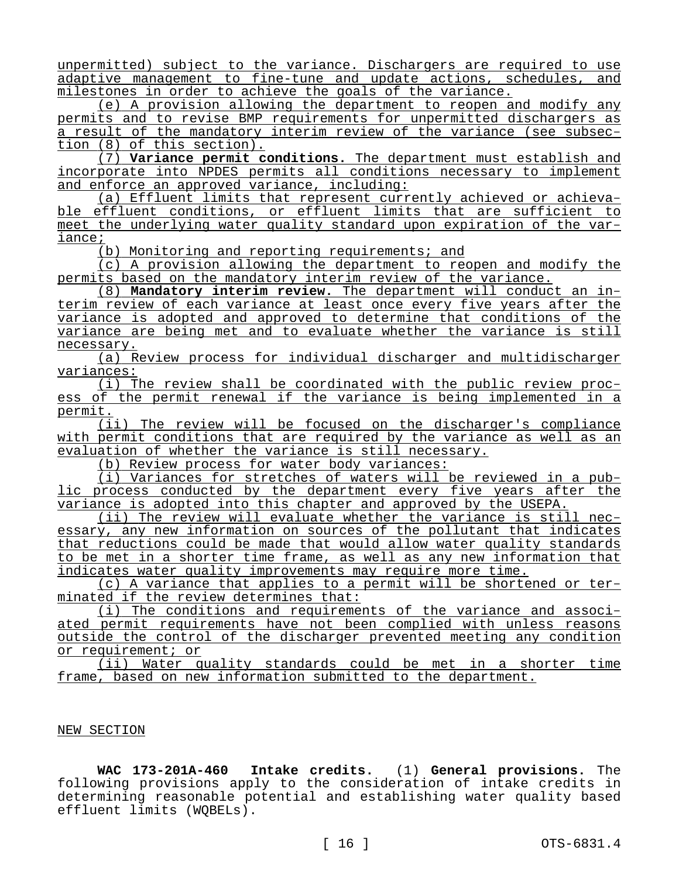unpermitted) subject to the variance. Dischargers are required to use adaptive management to fine-tune and update actions, schedules, and milestones in order to achieve the goals of the variance.

(e) A provision allowing the department to reopen and modify any permits and to revise BMP requirements for unpermitted dischargers as a result of the mandatory interim review of the variance (see subsection (8) of this section).

(7) **Variance permit conditions.** The department must establish and incorporate into NPDES permits all conditions necessary to implement and enforce an approved variance, including:

(a) Effluent limits that represent currently achieved or achievable effluent conditions, or effluent limits that are sufficient to meet the underlying water quality standard upon expiration of the variance;

(b) Monitoring and reporting requirements; and

(c) A provision allowing the department to reopen and modify the permits based on the mandatory interim review of the variance.

(8) **Mandatory interim review.** The department will conduct an interim review of each variance at least once every five years after the variance is adopted and approved to determine that conditions of the variance are being met and to evaluate whether the variance is still necessary.

(a) Review process for individual discharger and multidischarger variances:

(i) The review shall be coordinated with the public review process of the permit renewal if the variance is being implemented in a permit.

(ii) The review will be focused on the discharger's compliance with permit conditions that are required by the variance as well as an evaluation of whether the variance is still necessary.

(b) Review process for water body variances:

(i) Variances for stretches of waters will be reviewed in a public process conducted by the department every five years after the variance is adopted into this chapter and approved by the USEPA.

(ii) The review will evaluate whether the variance is still necessary, any new information on sources of the pollutant that indicates that reductions could be made that would allow water quality standards to be met in a shorter time frame, as well as any new information that indicates water quality improvements may require more time.

(c) A variance that applies to a permit will be shortened or terminated if the review determines that:

(i) The conditions and requirements of the variance and associated permit requirements have not been complied with unless reasons outside the control of the discharger prevented meeting any condition or requirement; or

(ii) Water quality standards could be met in a shorter time frame, based on new information submitted to the department.

NEW SECTION

**WAC 173-201A-460 Intake credits.** (1) **General provisions.** The following provisions apply to the consideration of intake credits in determining reasonable potential and establishing water quality based effluent limits (WQBELs).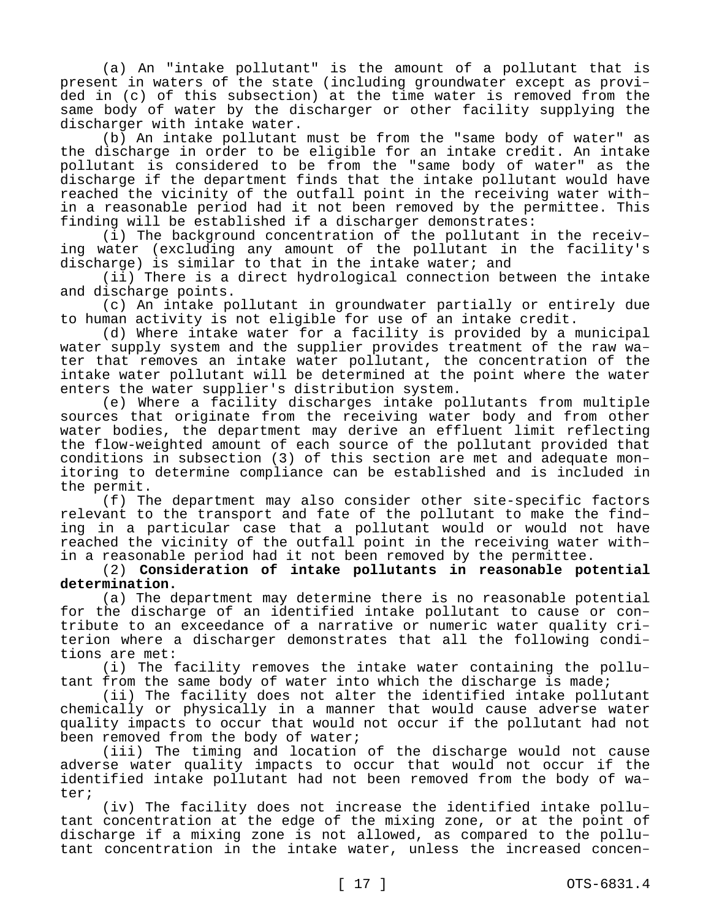(a) An "intake pollutant" is the amount of a pollutant that is present in waters of the state (including groundwater except as provided in (c) of this subsection) at the time water is removed from the same body of water by the discharger or other facility supplying the discharger with intake water.

(b) An intake pollutant must be from the "same body of water" as the discharge in order to be eligible for an intake credit. An intake pollutant is considered to be from the "same body of water" as the discharge if the department finds that the intake pollutant would have reached the vicinity of the outfall point in the receiving water within a reasonable period had it not been removed by the permittee. This finding will be established if a discharger demonstrates:

(i) The background concentration of the pollutant in the receiving water (excluding any amount of the pollutant in the facility's discharge) is similar to that in the intake water; and

(ii) There is a direct hydrological connection between the intake and discharge points.

(c) An intake pollutant in groundwater partially or entirely due to human activity is not eligible for use of an intake credit.

(d) Where intake water for a facility is provided by a municipal water supply system and the supplier provides treatment of the raw water that removes an intake water pollutant, the concentration of the intake water pollutant will be determined at the point where the water enters the water supplier's distribution system.

(e) Where a facility discharges intake pollutants from multiple sources that originate from the receiving water body and from other water bodies, the department may derive an effluent limit reflecting the flow-weighted amount of each source of the pollutant provided that conditions in subsection (3) of this section are met and adequate monitoring to determine compliance can be established and is included in the permit.

(f) The department may also consider other site-specific factors relevant to the transport and fate of the pollutant to make the finding in a particular case that a pollutant would or would not have reached the vicinity of the outfall point in the receiving water within a reasonable period had it not been removed by the permittee.

(2) **Consideration of intake pollutants in reasonable potential determination.**

(a) The department may determine there is no reasonable potential for the discharge of an identified intake pollutant to cause or contribute to an exceedance of a narrative or numeric water quality criterion where a discharger demonstrates that all the following conditions are met:

(i) The facility removes the intake water containing the pollutant from the same body of water into which the discharge is made;

(ii) The facility does not alter the identified intake pollutant chemically or physically in a manner that would cause adverse water quality impacts to occur that would not occur if the pollutant had not been removed from the body of water;

(iii) The timing and location of the discharge would not cause adverse water quality impacts to occur that would not occur if the identified intake pollutant had not been removed from the body of water;

(iv) The facility does not increase the identified intake pollutant concentration at the edge of the mixing zone, or at the point of discharge if a mixing zone is not allowed, as compared to the pollutant concentration in the intake water, unless the increased concen-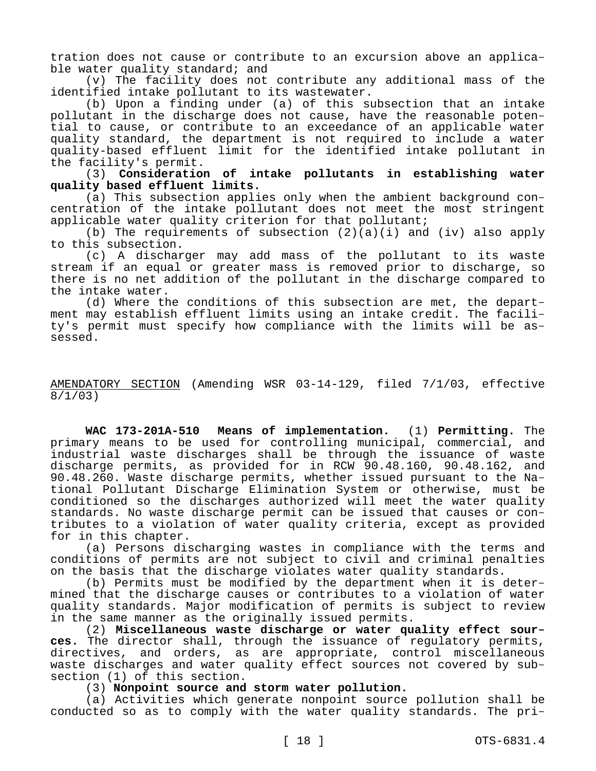tration does not cause or contribute to an excursion above an applicable water quality standard; and

(v) The facility does not contribute any additional mass of the identified intake pollutant to its wastewater.

(b) Upon a finding under (a) of this subsection that an intake pollutant in the discharge does not cause, have the reasonable potential to cause, or contribute to an exceedance of an applicable water quality standard, the department is not required to include a water quality-based effluent limit for the identified intake pollutant in the facility's permit.

(3) **Consideration of intake pollutants in establishing water quality based effluent limits.**

(a) This subsection applies only when the ambient background concentration of the intake pollutant does not meet the most stringent applicable water quality criterion for that pollutant;

(b) The requirements of subsection (2)(a)(i) and (iv) also apply to this subsection.

(c) A discharger may add mass of the pollutant to its waste stream if an equal or greater mass is removed prior to discharge, so there is no net addition of the pollutant in the discharge compared to the intake water.

(d) Where the conditions of this subsection are met, the department may establish effluent limits using an intake credit. The facility's permit must specify how compliance with the limits will be assessed.

AMENDATORY SECTION (Amending WSR 03-14-129, filed 7/1/03, effective 8/1/03)

**WAC 173-201A-510 Means of implementation.** (1) **Permitting.** The primary means to be used for controlling municipal, commercial, and industrial waste discharges shall be through the issuance of waste discharge permits, as provided for in RCW 90.48.160, 90.48.162, and 90.48.260. Waste discharge permits, whether issued pursuant to the National Pollutant Discharge Elimination System or otherwise, must be conditioned so the discharges authorized will meet the water quality standards. No waste discharge permit can be issued that causes or contributes to a violation of water quality criteria, except as provided for in this chapter.

(a) Persons discharging wastes in compliance with the terms and conditions of permits are not subject to civil and criminal penalties on the basis that the discharge violates water quality standards.

(b) Permits must be modified by the department when it is determined that the discharge causes or contributes to a violation of water quality standards. Major modification of permits is subject to review in the same manner as the originally issued permits.

(2) **Miscellaneous waste discharge or water quality effect sources.** The director shall, through the issuance of regulatory permits, directives, and orders, as are appropriate, control miscellaneous waste discharges and water quality effect sources not covered by subsection (1) of this section.

(3) **Nonpoint source and storm water pollution.**

(a) Activities which generate nonpoint source pollution shall be conducted so as to comply with the water quality standards. The pri-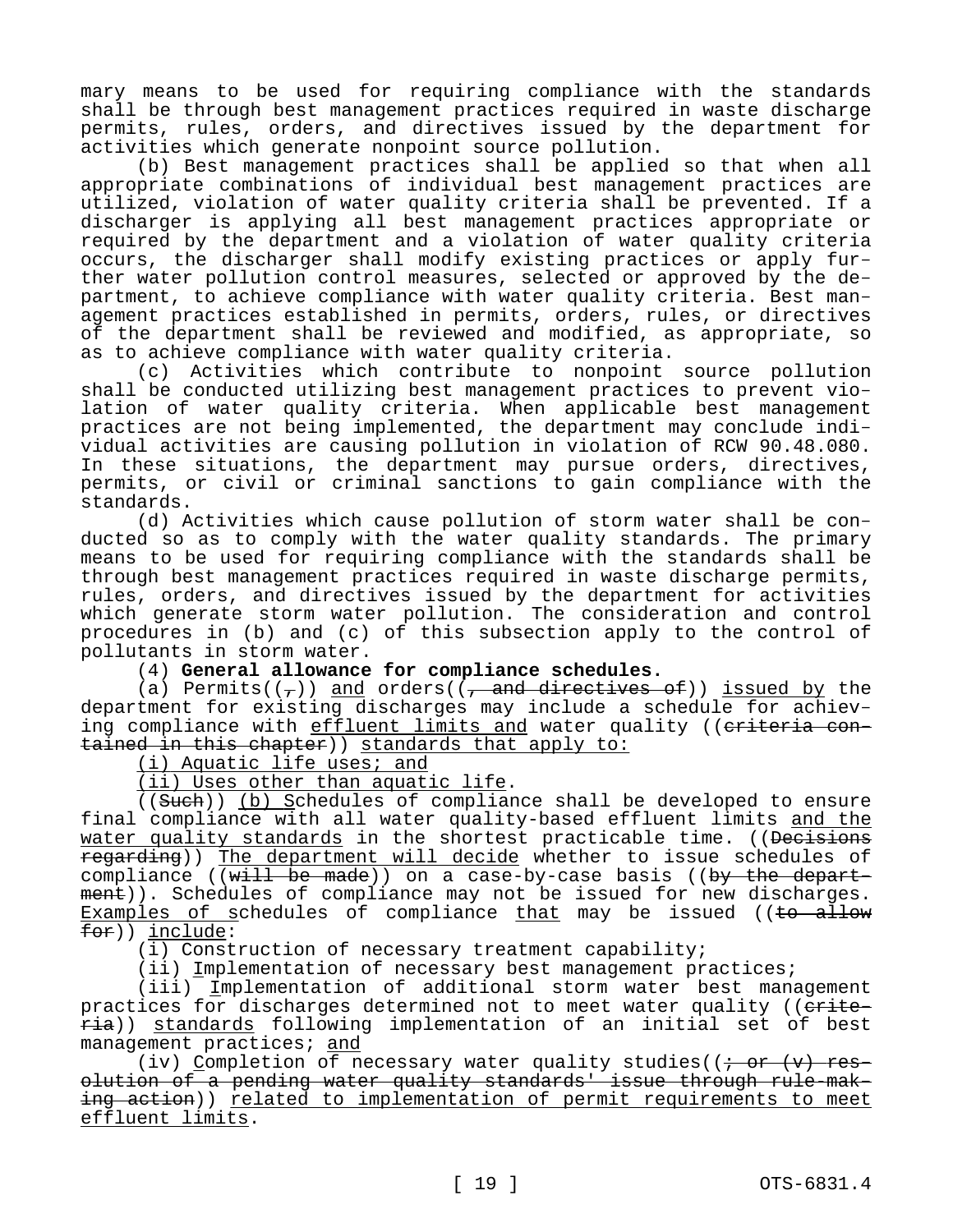mary means to be used for requiring compliance with the standards shall be through best management practices required in waste discharge permits, rules, orders, and directives issued by the department for activities which generate nonpoint source pollution.

(b) Best management practices shall be applied so that when all appropriate combinations of individual best management practices are utilized, violation of water quality criteria shall be prevented. If a discharger is applying all best management practices appropriate or required by the department and a violation of water quality criteria occurs, the discharger shall modify existing practices or apply further water pollution control measures, selected or approved by the department, to achieve compliance with water quality criteria. Best management practices established in permits, orders, rules, or directives of the department shall be reviewed and modified, as appropriate, so as to achieve compliance with water quality criteria.

(c) Activities which contribute to nonpoint source pollution shall be conducted utilizing best management practices to prevent violation of water quality criteria. When applicable best management practices are not being implemented, the department may conclude individual activities are causing pollution in violation of RCW 90.48.080. In these situations, the department may pursue orders, directives, permits, or civil or criminal sanctions to gain compliance with the standards.

(d) Activities which cause pollution of storm water shall be conducted so as to comply with the water quality standards. The primary means to be used for requiring compliance with the standards shall be through best management practices required in waste discharge permits, rules, orders, and directives issued by the department for activities which generate storm water pollution. The consideration and control procedures in (b) and (c) of this subsection apply to the control of pollutants in storm water.

(4) **General allowance for compliance schedules.**

(a) Permits((~~,~~)) <u>and</u> orders((~~, and directives of~~)) <u>issued by</u> the department for existing discharges may include a schedule for achieving compliance with <u>effluent limits and</u> water quality ((~~criteria contained in this chapter~~)) <u>standards that apply to:</u>

<u>(i) Aquatic life uses; and</u>

<u>(ii) Uses other than aquatic life</u>.

((~~Such~~)) <u>(b) S</u>chedules of compliance shall be developed to ensure final compliance with all water quality-based effluent limits <u>and the water quality standards</u> in the shortest practicable time. ((~~Decisions regarding~~)) <u>The department will decide</u> whether to issue schedules of compliance ((~~will be made~~)) on a case-by-case basis ((~~by the department~~)). Schedules of compliance may not be issued for new discharges. <u>Examples of s</u>chedules of compliance <u>that</u> may be issued ((~~to allow for~~)) <u>include</u>:

(i) Construction of necessary treatment capability;

(ii) <u>I</u>mplementation of necessary best management practices;

(iii) <u>I</u>mplementation of additional storm water best management practices for discharges determined not to meet water quality ((~~criteria~~)) <u>standards</u> following implementation of an initial set of best management practices; <u>and</u>

(iv) <u>C</u>ompletion of necessary water quality studies((~~; or (v) resolution of a pending water quality standards' issue through rule-making action~~)) <u>related to implementation of permit requirements to meet effluent limits</u>.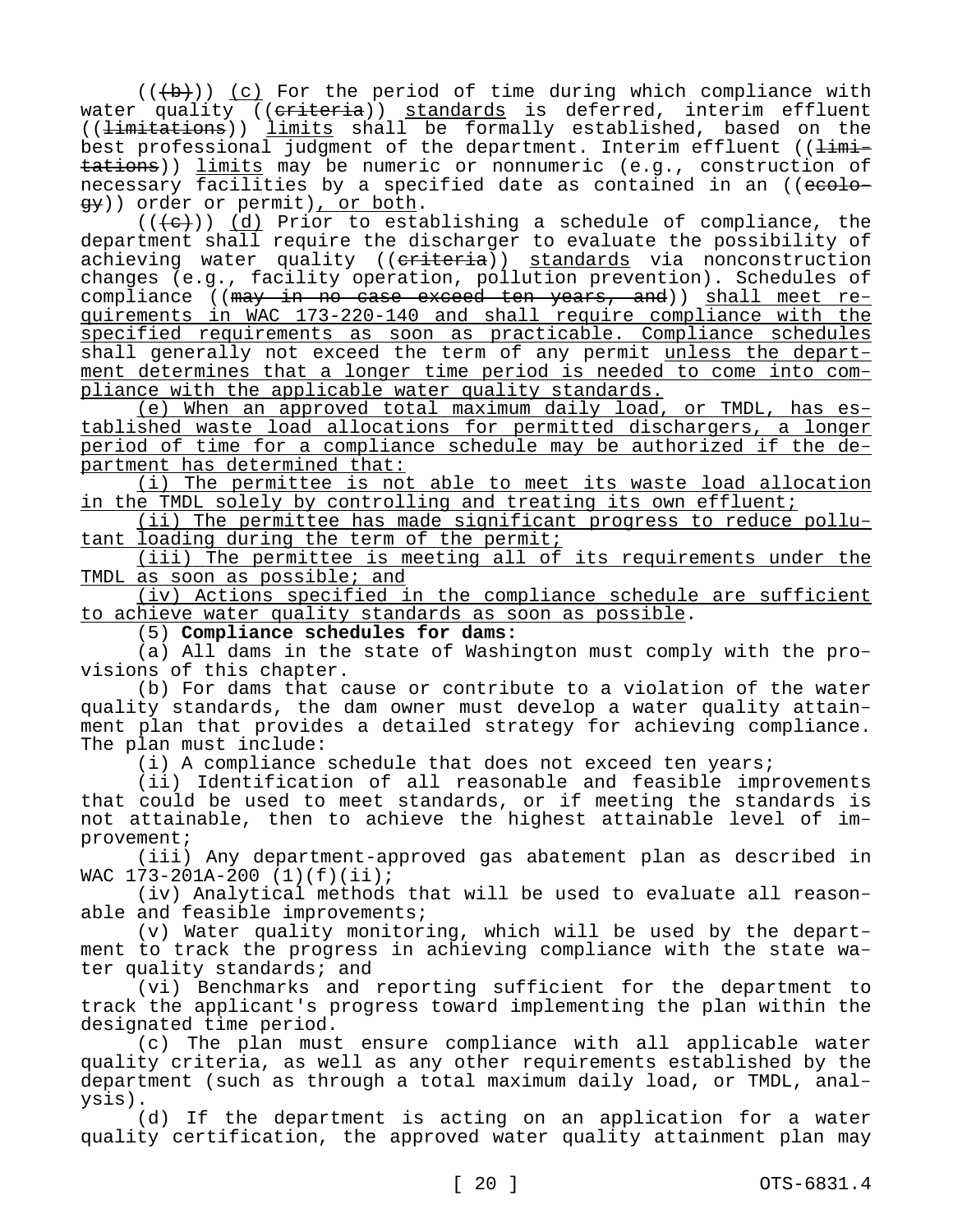((~~(b)~~)) <u>(c)</u> For the period of time during which compliance with water quality ((~~criteria~~)) <u>standards</u> is deferred, interim effluent ((~~limitations~~)) <u>limits</u> shall be formally established, based on the best professional judgment of the department. Interim effluent ((~~limitations~~)) <u>limits</u> may be numeric or nonnumeric (e.g., construction of necessary facilities by a specified date as contained in an ((~~ecology~~)) order or permit)<u>, or both</u>.

((~~(c)~~)) <u>(d)</u> Prior to establishing a schedule of compliance, the department shall require the discharger to evaluate the possibility of achieving water quality ((~~criteria~~)) <u>standards</u> via nonconstruction changes (e.g., facility operation, pollution prevention). Schedules of compliance ((~~may in no case exceed ten years, and~~)) <u>shall meet requirements in WAC 173-220-140 and shall require compliance with the specified requirements as soon as practicable. Compliance schedules</u> shall generally not exceed the term of any permit <u>unless the department determines that a longer time period is needed to come into compliance with the applicable water quality standards.</u>

<u>(e) When an approved total maximum daily load, or TMDL, has established waste load allocations for permitted dischargers, a longer period of time for a compliance schedule may be authorized if the department has determined that:</u>

<u>(i) The permittee is not able to meet its waste load allocation in the TMDL solely by controlling and treating its own effluent;</u>

<u>(ii) The permittee has made significant progress to reduce pollutant loading during the term of the permit;</u>

<u>(iii) The permittee is meeting all of its requirements under the TMDL as soon as possible; and</u>

<u>(iv) Actions specified in the compliance schedule are sufficient to achieve water quality standards as soon as possible</u>.

(5) **Compliance schedules for dams:**

(a) All dams in the state of Washington must comply with the provisions of this chapter.

(b) For dams that cause or contribute to a violation of the water quality standards, the dam owner must develop a water quality attainment plan that provides a detailed strategy for achieving compliance. The plan must include:

(i) A compliance schedule that does not exceed ten years;

(ii) Identification of all reasonable and feasible improvements that could be used to meet standards, or if meeting the standards is not attainable, then to achieve the highest attainable level of improvement;

(iii) Any department-approved gas abatement plan as described in WAC 173-201A-200 (1)(f)(ii);

(iv) Analytical methods that will be used to evaluate all reasonable and feasible improvements;

(v) Water quality monitoring, which will be used by the department to track the progress in achieving compliance with the state water quality standards; and

(vi) Benchmarks and reporting sufficient for the department to track the applicant's progress toward implementing the plan within the designated time period.

(c) The plan must ensure compliance with all applicable water quality criteria, as well as any other requirements established by the department (such as through a total maximum daily load, or TMDL, analysis).

(d) If the department is acting on an application for a water quality certification, the approved water quality attainment plan may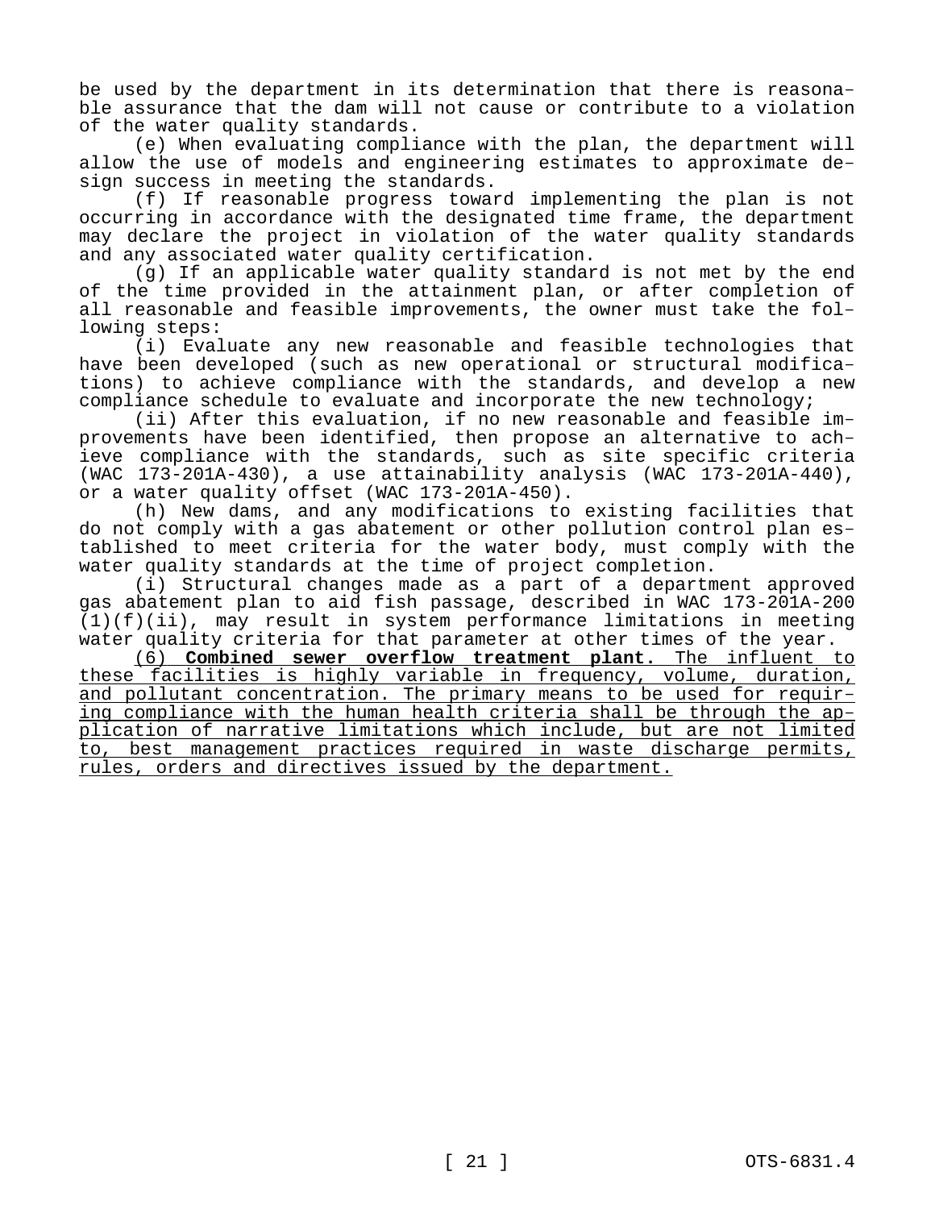be used by the department in its determination that there is reasonable assurance that the dam will not cause or contribute to a violation of the water quality standards.

(e) When evaluating compliance with the plan, the department will allow the use of models and engineering estimates to approximate design success in meeting the standards.

(f) If reasonable progress toward implementing the plan is not occurring in accordance with the designated time frame, the department may declare the project in violation of the water quality standards and any associated water quality certification.

(g) If an applicable water quality standard is not met by the end of the time provided in the attainment plan, or after completion of all reasonable and feasible improvements, the owner must take the following steps:

(i) Evaluate any new reasonable and feasible technologies that have been developed (such as new operational or structural modifications) to achieve compliance with the standards, and develop a new compliance schedule to evaluate and incorporate the new technology;

(ii) After this evaluation, if no new reasonable and feasible improvements have been identified, then propose an alternative to achieve compliance with the standards, such as site specific criteria (WAC 173-201A-430), a use attainability analysis (WAC 173-201A-440), or a water quality offset (WAC 173-201A-450).

(h) New dams, and any modifications to existing facilities that do not comply with a gas abatement or other pollution control plan established to meet criteria for the water body, must comply with the water quality standards at the time of project completion.

(i) Structural changes made as a part of a department approved gas abatement plan to aid fish passage, described in WAC 173-201A-200 (1)(f)(ii), may result in system performance limitations in meeting water quality criteria for that parameter at other times of the year.

<u>(6) **Combined sewer overflow treatment plant.** The influent to these facilities is highly variable in frequency, volume, duration, and pollutant concentration. The primary means to be used for requiring compliance with the human health criteria shall be through the application of narrative limitations which include, but are not limited to, best management practices required in waste discharge permits, rules, orders and directives issued by the department.</u>